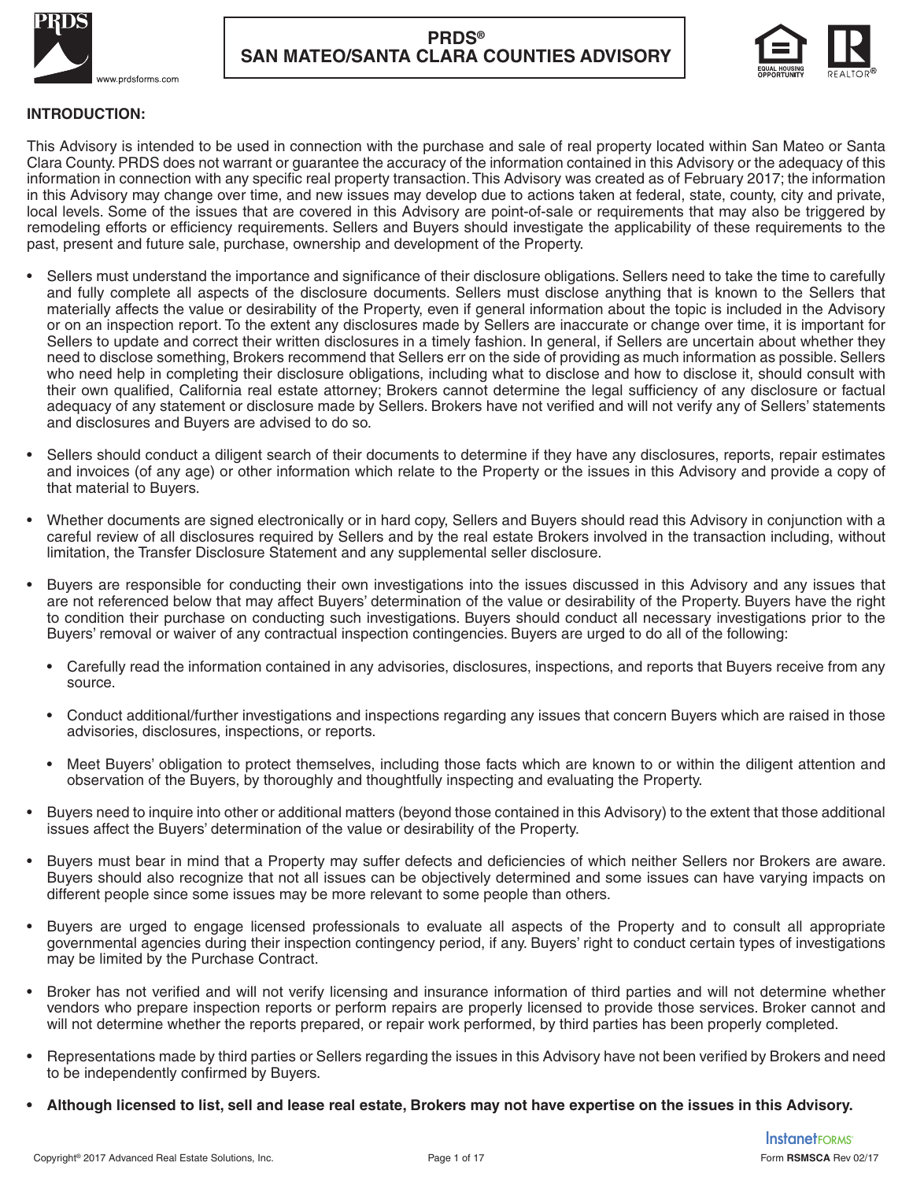# PRDS®
# SAN MATEO/SANTA CLARA COUNTIES ADVISORY

**INTRODUCTION:**

This Advisory is intended to be used in connection with the purchase and sale of real property located within San Mateo or Santa Clara County. PRDS does not warrant or guarantee the accuracy of the information contained in this Advisory or the adequacy of this information in connection with any specific real property transaction. This Advisory was created as of February 2017; the information in this Advisory may change over time, and new issues may develop due to actions taken at federal, state, county, city and private, local levels. Some of the issues that are covered in this Advisory are point-of-sale or requirements that may also be triggered by remodeling efforts or efficiency requirements. Sellers and Buyers should investigate the applicability of these requirements to the past, present and future sale, purchase, ownership and development of the Property.

- Sellers must understand the importance and significance of their disclosure obligations. Sellers need to take the time to carefully and fully complete all aspects of the disclosure documents. Sellers must disclose anything that is known to the Sellers that materially affects the value or desirability of the Property, even if general information about the topic is included in the Advisory or on an inspection report. To the extent any disclosures made by Sellers are inaccurate or change over time, it is important for Sellers to update and correct their written disclosures in a timely fashion. In general, if Sellers are uncertain about whether they need to disclose something, Brokers recommend that Sellers err on the side of providing as much information as possible. Sellers who need help in completing their disclosure obligations, including what to disclose and how to disclose it, should consult with their own qualified, California real estate attorney; Brokers cannot determine the legal sufficiency of any disclosure or factual adequacy of any statement or disclosure made by Sellers. Brokers have not verified and will not verify any of Sellers' statements and disclosures and Buyers are advised to do so.
- Sellers should conduct a diligent search of their documents to determine if they have any disclosures, reports, repair estimates and invoices (of any age) or other information which relate to the Property or the issues in this Advisory and provide a copy of that material to Buyers.
- Whether documents are signed electronically or in hard copy, Sellers and Buyers should read this Advisory in conjunction with a careful review of all disclosures required by Sellers and by the real estate Brokers involved in the transaction including, without limitation, the Transfer Disclosure Statement and any supplemental seller disclosure.
- Buyers are responsible for conducting their own investigations into the issues discussed in this Advisory and any issues that are not referenced below that may affect Buyers' determination of the value or desirability of the Property. Buyers have the right to condition their purchase on conducting such investigations. Buyers should conduct all necessary investigations prior to the Buyers' removal or waiver of any contractual inspection contingencies. Buyers are urged to do all of the following:
  - Carefully read the information contained in any advisories, disclosures, inspections, and reports that Buyers receive from any source.
  - Conduct additional/further investigations and inspections regarding any issues that concern Buyers which are raised in those advisories, disclosures, inspections, or reports.
  - Meet Buyers' obligation to protect themselves, including those facts which are known to or within the diligent attention and observation of the Buyers, by thoroughly and thoughtfully inspecting and evaluating the Property.
- Buyers need to inquire into other or additional matters (beyond those contained in this Advisory) to the extent that those additional issues affect the Buyers' determination of the value or desirability of the Property.
- Buyers must bear in mind that a Property may suffer defects and deficiencies of which neither Sellers nor Brokers are aware. Buyers should also recognize that not all issues can be objectively determined and some issues can have varying impacts on different people since some issues may be more relevant to some people than others.
- Buyers are urged to engage licensed professionals to evaluate all aspects of the Property and to consult all appropriate governmental agencies during their inspection contingency period, if any. Buyers' right to conduct certain types of investigations may be limited by the Purchase Contract.
- Broker has not verified and will not verify licensing and insurance information of third parties and will not determine whether vendors who prepare inspection reports or perform repairs are properly licensed to provide those services. Broker cannot and will not determine whether the reports prepared, or repair work performed, by third parties has been properly completed.
- Representations made by third parties or Sellers regarding the issues in this Advisory have not been verified by Brokers and need to be independently confirmed by Buyers.
- **Although licensed to list, sell and lease real estate, Brokers may not have expertise on the issues in this Advisory.**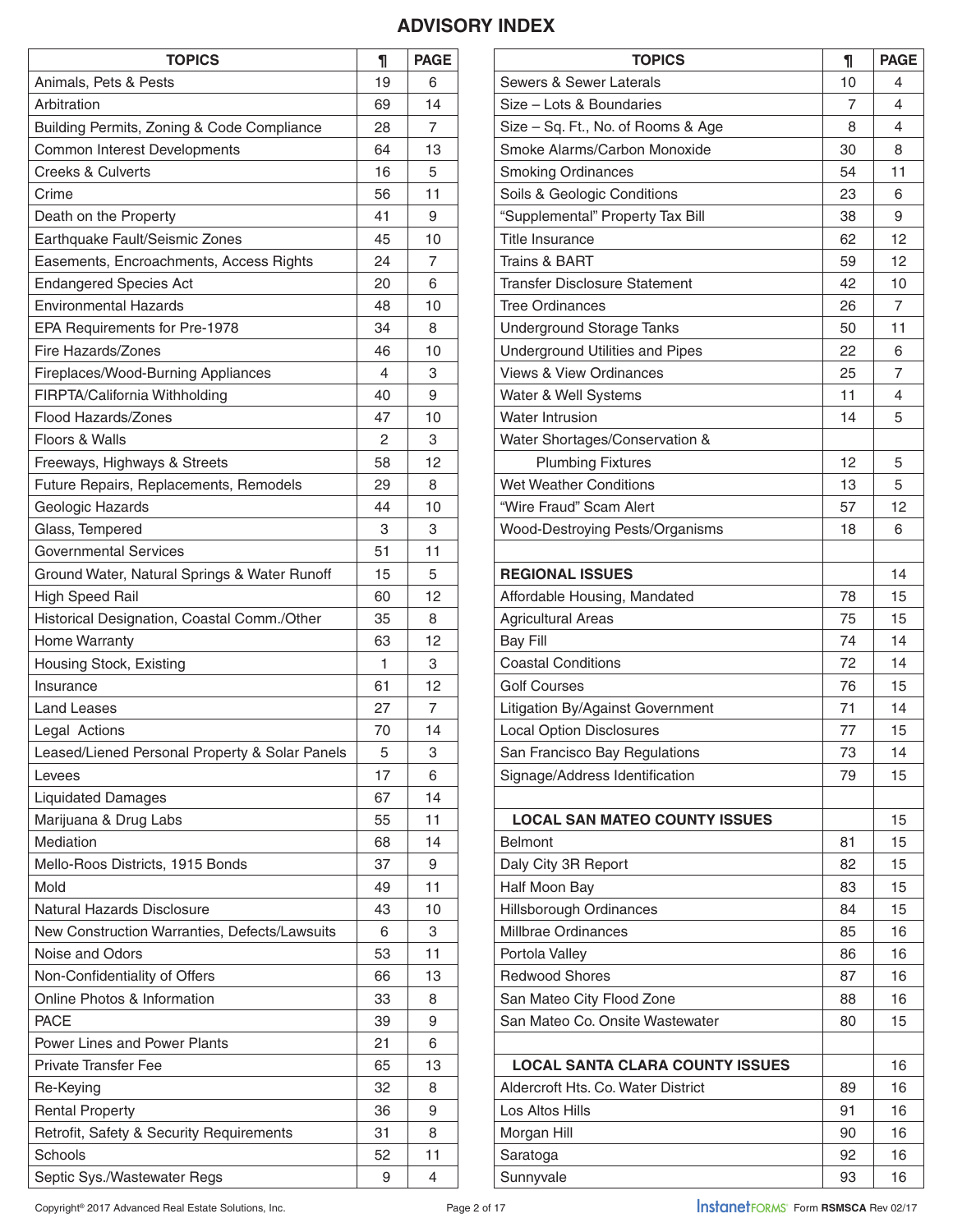# ADVISORY INDEX

| TOPICS | ¶ | PAGE |
|---|---|---|
| Animals, Pets & Pests | 19 | 6 |
| Arbitration | 69 | 14 |
| Building Permits, Zoning & Code Compliance | 28 | 7 |
| Common Interest Developments | 64 | 13 |
| Creeks & Culverts | 16 | 5 |
| Crime | 56 | 11 |
| Death on the Property | 41 | 9 |
| Earthquake Fault/Seismic Zones | 45 | 10 |
| Easements, Encroachments, Access Rights | 24 | 7 |
| Endangered Species Act | 20 | 6 |
| Environmental Hazards | 48 | 10 |
| EPA Requirements for Pre-1978 | 34 | 8 |
| Fire Hazards/Zones | 46 | 10 |
| Fireplaces/Wood-Burning Appliances | 4 | 3 |
| FIRPTA/California Withholding | 40 | 9 |
| Flood Hazards/Zones | 47 | 10 |
| Floors & Walls | 2 | 3 |
| Freeways, Highways & Streets | 58 | 12 |
| Future Repairs, Replacements, Remodels | 29 | 8 |
| Geologic Hazards | 44 | 10 |
| Glass, Tempered | 3 | 3 |
| Governmental Services | 51 | 11 |
| Ground Water, Natural Springs & Water Runoff | 15 | 5 |
| High Speed Rail | 60 | 12 |
| Historical Designation, Coastal Comm./Other | 35 | 8 |
| Home Warranty | 63 | 12 |
| Housing Stock, Existing | 1 | 3 |
| Insurance | 61 | 12 |
| Land Leases | 27 | 7 |
| Legal Actions | 70 | 14 |
| Leased/Liened Personal Property & Solar Panels | 5 | 3 |
| Levees | 17 | 6 |
| Liquidated Damages | 67 | 14 |
| Marijuana & Drug Labs | 55 | 11 |
| Mediation | 68 | 14 |
| Mello-Roos Districts, 1915 Bonds | 37 | 9 |
| Mold | 49 | 11 |
| Natural Hazards Disclosure | 43 | 10 |
| New Construction Warranties, Defects/Lawsuits | 6 | 3 |
| Noise and Odors | 53 | 11 |
| Non-Confidentiality of Offers | 66 | 13 |
| Online Photos & Information | 33 | 8 |
| PACE | 39 | 9 |
| Power Lines and Power Plants | 21 | 6 |
| Private Transfer Fee | 65 | 13 |
| Re-Keying | 32 | 8 |
| Rental Property | 36 | 9 |
| Retrofit, Safety & Security Requirements | 31 | 8 |
| Schools | 52 | 11 |
| Septic Sys./Wastewater Regs | 9 | 4 |
| Sewers & Sewer Laterals | 10 | 4 |
| Size – Lots & Boundaries | 7 | 4 |
| Size – Sq. Ft., No. of Rooms & Age | 8 | 4 |
| Smoke Alarms/Carbon Monoxide | 30 | 8 |
| Smoking Ordinances | 54 | 11 |
| Soils & Geologic Conditions | 23 | 6 |
| "Supplemental" Property Tax Bill | 38 | 9 |
| Title Insurance | 62 | 12 |
| Trains & BART | 59 | 12 |
| Transfer Disclosure Statement | 42 | 10 |
| Tree Ordinances | 26 | 7 |
| Underground Storage Tanks | 50 | 11 |
| Underground Utilities and Pipes | 22 | 6 |
| Views & View Ordinances | 25 | 7 |
| Water & Well Systems | 11 | 4 |
| Water Intrusion | 14 | 5 |
| Water Shortages/Conservation & Plumbing Fixtures | 12 | 5 |
| Wet Weather Conditions | 13 | 5 |
| "Wire Fraud" Scam Alert | 57 | 12 |
| Wood-Destroying Pests/Organisms | 18 | 6 |
| | | |
| **REGIONAL ISSUES** | | 14 |
| Affordable Housing, Mandated | 78 | 15 |
| Agricultural Areas | 75 | 15 |
| Bay Fill | 74 | 14 |
| Coastal Conditions | 72 | 14 |
| Golf Courses | 76 | 15 |
| Litigation By/Against Government | 71 | 14 |
| Local Option Disclosures | 77 | 15 |
| San Francisco Bay Regulations | 73 | 14 |
| Signage/Address Identification | 79 | 15 |
| | | |
| **LOCAL SAN MATEO COUNTY ISSUES** | | 15 |
| Belmont | 81 | 15 |
| Daly City 3R Report | 82 | 15 |
| Half Moon Bay | 83 | 15 |
| Hillsborough Ordinances | 84 | 15 |
| Millbrae Ordinances | 85 | 16 |
| Portola Valley | 86 | 16 |
| Redwood Shores | 87 | 16 |
| San Mateo City Flood Zone | 88 | 16 |
| San Mateo Co. Onsite Wastewater | 80 | 15 |
| | | |
| **LOCAL SANTA CLARA COUNTY ISSUES** | | 16 |
| Aldercroft Hts. Co. Water District | 89 | 16 |
| Los Altos Hills | 91 | 16 |
| Morgan Hill | 90 | 16 |
| Saratoga | 92 | 16 |
| Sunnyvale | 93 | 16 |

Copyright® 2017 Advanced Real Estate Solutions, Inc.

InstanetFORMS Form RSMSCA Rev 02/17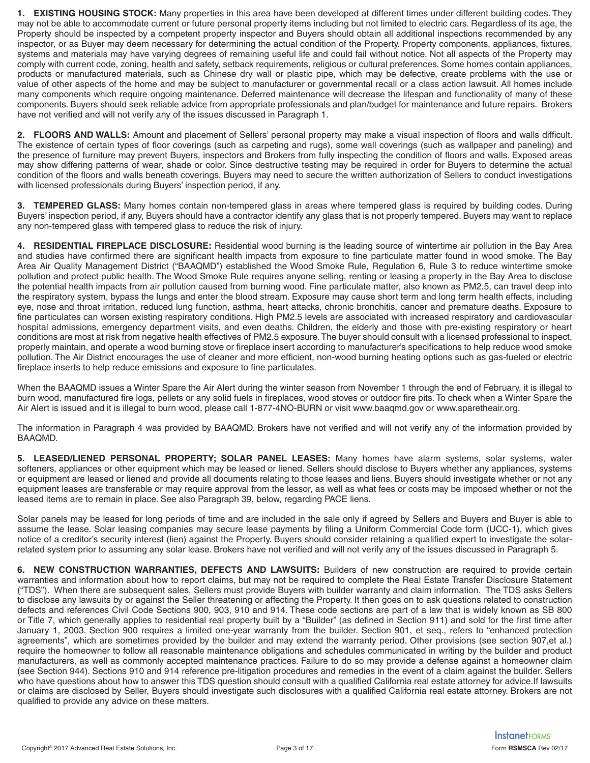**1. EXISTING HOUSING STOCK:** Many properties in this area have been developed at different times under different building codes. They may not be able to accommodate current or future personal property items including but not limited to electric cars. Regardless of its age, the Property should be inspected by a competent property inspector and Buyers should obtain all additional inspections recommended by any inspector, or as Buyer may deem necessary for determining the actual condition of the Property. Property components, appliances, fixtures, systems and materials may have varying degrees of remaining useful life and could fail without notice. Not all aspects of the Property may comply with current code, zoning, health and safety, setback requirements, religious or cultural preferences. Some homes contain appliances, products or manufactured materials, such as Chinese dry wall or plastic pipe, which may be defective, create problems with the use or value of other aspects of the home and may be subject to manufacturer or governmental recall or a class action lawsuit. All homes include many components which require ongoing maintenance. Deferred maintenance will decrease the lifespan and functionality of many of these components. Buyers should seek reliable advice from appropriate professionals and plan/budget for maintenance and future repairs. Brokers have not verified and will not verify any of the issues discussed in Paragraph 1.

**2. FLOORS AND WALLS:** Amount and placement of Sellers' personal property may make a visual inspection of floors and walls difficult. The existence of certain types of floor coverings (such as carpeting and rugs), some wall coverings (such as wallpaper and paneling) and the presence of furniture may prevent Buyers, inspectors and Brokers from fully inspecting the condition of floors and walls. Exposed areas may show differing patterns of wear, shade or color. Since destructive testing may be required in order for Buyers to determine the actual condition of the floors and walls beneath coverings, Buyers may need to secure the written authorization of Sellers to conduct investigations with licensed professionals during Buyers' inspection period, if any.

**3. TEMPERED GLASS:** Many homes contain non-tempered glass in areas where tempered glass is required by building codes. During Buyers' inspection period, if any, Buyers should have a contractor identify any glass that is not properly tempered. Buyers may want to replace any non-tempered glass with tempered glass to reduce the risk of injury.

**4. RESIDENTIAL FIREPLACE DISCLOSURE:** Residential wood burning is the leading source of wintertime air pollution in the Bay Area and studies have confirmed there are significant health impacts from exposure to fine particulate matter found in wood smoke. The Bay Area Air Quality Management District ("BAAQMD") established the Wood Smoke Rule, Regulation 6, Rule 3 to reduce wintertime smoke pollution and protect public health. The Wood Smoke Rule requires anyone selling, renting or leasing a property in the Bay Area to disclose the potential health impacts from air pollution caused from burning wood. Fine particulate matter, also known as PM2.5, can travel deep into the respiratory system, bypass the lungs and enter the blood stream. Exposure may cause short term and long term health effects, including eye, nose and throat irritation, reduced lung function, asthma, heart attacks, chronic bronchitis, cancer and premature deaths. Exposure to fine particulates can worsen existing respiratory conditions. High PM2.5 levels are associated with increased respiratory and cardiovascular hospital admissions, emergency department visits, and even deaths. Children, the elderly and those with pre-existing respiratory or heart conditions are most at risk from negative health effectives of PM2.5 exposure. The buyer should consult with a licensed professional to inspect, properly maintain, and operate a wood burning stove or fireplace insert according to manufacturer's specifications to help reduce wood smoke pollution. The Air District encourages the use of cleaner and more efficient, non-wood burning heating options such as gas-fueled or electric fireplace inserts to help reduce emissions and exposure to fine particulates.

When the BAAQMD issues a Winter Spare the Air Alert during the winter season from November 1 through the end of February, it is illegal to burn wood, manufactured fire logs, pellets or any solid fuels in fireplaces, wood stoves or outdoor fire pits. To check when a Winter Spare the Air Alert is issued and it is illegal to burn wood, please call 1-877-4NO-BURN or visit www.baaqmd.gov or www.sparetheair.org.

The information in Paragraph 4 was provided by BAAQMD. Brokers have not verified and will not verify any of the information provided by BAAQMD.

**5. LEASED/LIENED PERSONAL PROPERTY; SOLAR PANEL LEASES:** Many homes have alarm systems, solar systems, water softeners, appliances or other equipment which may be leased or liened. Sellers should disclose to Buyers whether any appliances, systems or equipment are leased or liened and provide all documents relating to those leases and liens. Buyers should investigate whether or not any equipment leases are transferable or may require approval from the lessor, as well as what fees or costs may be imposed whether or not the leased items are to remain in place. See also Paragraph 39, below, regarding PACE liens.

Solar panels may be leased for long periods of time and are included in the sale only if agreed by Sellers and Buyers and Buyer is able to assume the lease. Solar leasing companies may secure lease payments by filing a Uniform Commercial Code form (UCC-1), which gives notice of a creditor's security interest (lien) against the Property. Buyers should consider retaining a qualified expert to investigate the solar-related system prior to assuming any solar lease. Brokers have not verified and will not verify any of the issues discussed in Paragraph 5.

**6. NEW CONSTRUCTION WARRANTIES, DEFECTS AND LAWSUITS:** Builders of new construction are required to provide certain warranties and information about how to report claims, but may not be required to complete the Real Estate Transfer Disclosure Statement ("TDS"). When there are subsequent sales, Sellers must provide Buyers with builder warranty and claim information. The TDS asks Sellers to disclose any lawsuits by or against the Seller threatening or affecting the Property. It then goes on to ask questions related to construction defects and references Civil Code Sections 900, 903, 910 and 914. These code sections are part of a law that is widely known as SB 800 or Title 7, which generally applies to residential real property built by a "Builder" (as defined in Section 911) and sold for the first time after January 1, 2003. Section 900 requires a limited one-year warranty from the builder. Section 901, et seq., refers to "enhanced protection agreements", which are sometimes provided by the builder and may extend the warranty period. Other provisions (see section 907,et al.) require the homeowner to follow all reasonable maintenance obligations and schedules communicated in writing by the builder and product manufacturers, as well as commonly accepted maintenance practices. Failure to do so may provide a defense against a homeowner claim (see Section 944). Sections 910 and 914 reference pre-litigation procedures and remedies in the event of a claim against the builder. Sellers who have questions about how to answer this TDS question should consult with a qualified California real estate attorney for advice.If lawsuits or claims are disclosed by Seller, Buyers should investigate such disclosures with a qualified California real estate attorney. Brokers are not qualified to provide any advice on these matters.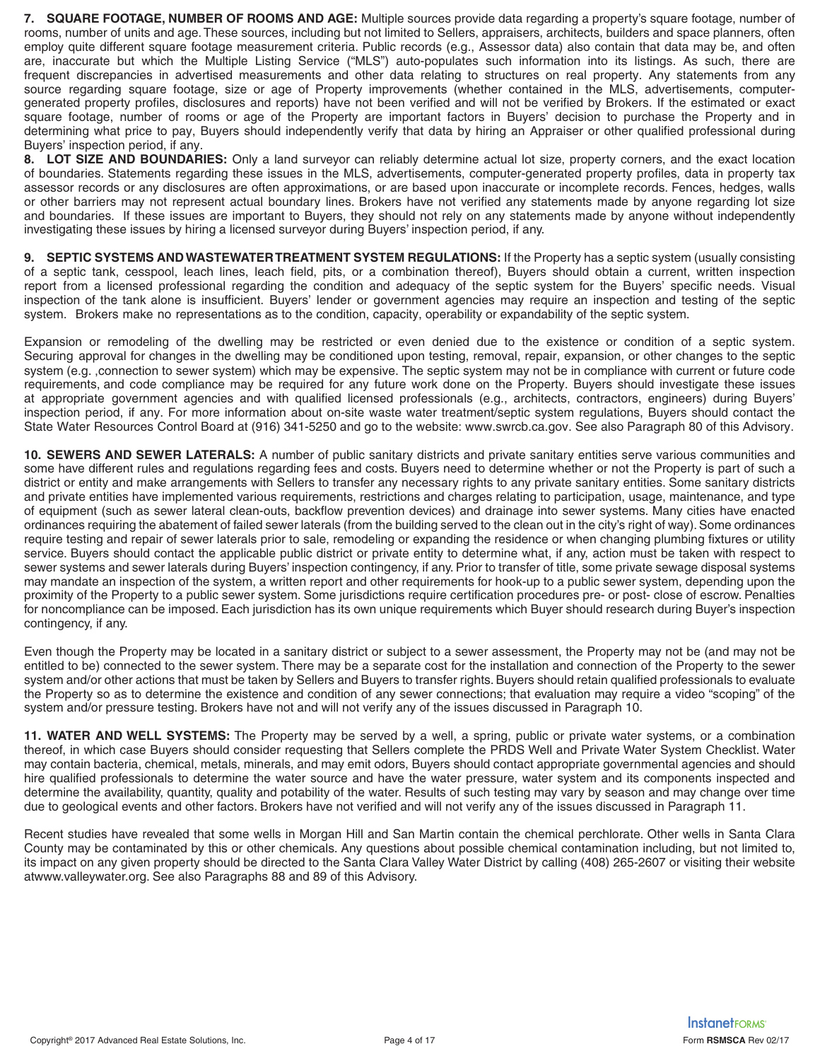**7. SQUARE FOOTAGE, NUMBER OF ROOMS AND AGE:** Multiple sources provide data regarding a property's square footage, number of rooms, number of units and age. These sources, including but not limited to Sellers, appraisers, architects, builders and space planners, often employ quite different square footage measurement criteria. Public records (e.g., Assessor data) also contain that data may be, and often are, inaccurate but which the Multiple Listing Service ("MLS") auto-populates such information into its listings. As such, there are frequent discrepancies in advertised measurements and other data relating to structures on real property. Any statements from any source regarding square footage, size or age of Property improvements (whether contained in the MLS, advertisements, computer-generated property profiles, disclosures and reports) have not been verified and will not be verified by Brokers. If the estimated or exact square footage, number of rooms or age of the Property are important factors in Buyers' decision to purchase the Property and in determining what price to pay, Buyers should independently verify that data by hiring an Appraiser or other qualified professional during Buyers' inspection period, if any.

**8. LOT SIZE AND BOUNDARIES:** Only a land surveyor can reliably determine actual lot size, property corners, and the exact location of boundaries. Statements regarding these issues in the MLS, advertisements, computer-generated property profiles, data in property tax assessor records or any disclosures are often approximations, or are based upon inaccurate or incomplete records. Fences, hedges, walls or other barriers may not represent actual boundary lines. Brokers have not verified any statements made by anyone regarding lot size and boundaries. If these issues are important to Buyers, they should not rely on any statements made by anyone without independently investigating these issues by hiring a licensed surveyor during Buyers' inspection period, if any.

**9. SEPTIC SYSTEMS AND WASTEWATER TREATMENT SYSTEM REGULATIONS:** If the Property has a septic system (usually consisting of a septic tank, cesspool, leach lines, leach field, pits, or a combination thereof), Buyers should obtain a current, written inspection report from a licensed professional regarding the condition and adequacy of the septic system for the Buyers' specific needs. Visual inspection of the tank alone is insufficient. Buyers' lender or government agencies may require an inspection and testing of the septic system. Brokers make no representations as to the condition, capacity, operability or expandability of the septic system.

Expansion or remodeling of the dwelling may be restricted or even denied due to the existence or condition of a septic system. Securing approval for changes in the dwelling may be conditioned upon testing, removal, repair, expansion, or other changes to the septic system (e.g. ,connection to sewer system) which may be expensive. The septic system may not be in compliance with current or future code requirements, and code compliance may be required for any future work done on the Property. Buyers should investigate these issues at appropriate government agencies and with qualified licensed professionals (e.g., architects, contractors, engineers) during Buyers' inspection period, if any. For more information about on-site waste water treatment/septic system regulations, Buyers should contact the State Water Resources Control Board at (916) 341-5250 and go to the website: www.swrcb.ca.gov. See also Paragraph 80 of this Advisory.

**10. SEWERS AND SEWER LATERALS:** A number of public sanitary districts and private sanitary entities serve various communities and some have different rules and regulations regarding fees and costs. Buyers need to determine whether or not the Property is part of such a district or entity and make arrangements with Sellers to transfer any necessary rights to any private sanitary entities. Some sanitary districts and private entities have implemented various requirements, restrictions and charges relating to participation, usage, maintenance, and type of equipment (such as sewer lateral clean-outs, backflow prevention devices) and drainage into sewer systems. Many cities have enacted ordinances requiring the abatement of failed sewer laterals (from the building served to the clean out in the city's right of way). Some ordinances require testing and repair of sewer laterals prior to sale, remodeling or expanding the residence or when changing plumbing fixtures or utility service. Buyers should contact the applicable public district or private entity to determine what, if any, action must be taken with respect to sewer systems and sewer laterals during Buyers' inspection contingency, if any. Prior to transfer of title, some private sewage disposal systems may mandate an inspection of the system, a written report and other requirements for hook-up to a public sewer system, depending upon the proximity of the Property to a public sewer system. Some jurisdictions require certification procedures pre- or post- close of escrow. Penalties for noncompliance can be imposed. Each jurisdiction has its own unique requirements which Buyer should research during Buyer's inspection contingency, if any.

Even though the Property may be located in a sanitary district or subject to a sewer assessment, the Property may not be (and may not be entitled to be) connected to the sewer system. There may be a separate cost for the installation and connection of the Property to the sewer system and/or other actions that must be taken by Sellers and Buyers to transfer rights. Buyers should retain qualified professionals to evaluate the Property so as to determine the existence and condition of any sewer connections; that evaluation may require a video "scoping" of the system and/or pressure testing. Brokers have not and will not verify any of the issues discussed in Paragraph 10.

**11. WATER AND WELL SYSTEMS:** The Property may be served by a well, a spring, public or private water systems, or a combination thereof, in which case Buyers should consider requesting that Sellers complete the PRDS Well and Private Water System Checklist. Water may contain bacteria, chemical, metals, minerals, and may emit odors, Buyers should contact appropriate governmental agencies and should hire qualified professionals to determine the water source and have the water pressure, water system and its components inspected and determine the availability, quantity, quality and potability of the water. Results of such testing may vary by season and may change over time due to geological events and other factors. Brokers have not verified and will not verify any of the issues discussed in Paragraph 11.

Recent studies have revealed that some wells in Morgan Hill and San Martin contain the chemical perchlorate. Other wells in Santa Clara County may be contaminated by this or other chemicals. Any questions about possible chemical contamination including, but not limited to, its impact on any given property should be directed to the Santa Clara Valley Water District by calling (408) 265-2607 or visiting their website atwww.valleywater.org. See also Paragraphs 88 and 89 of this Advisory.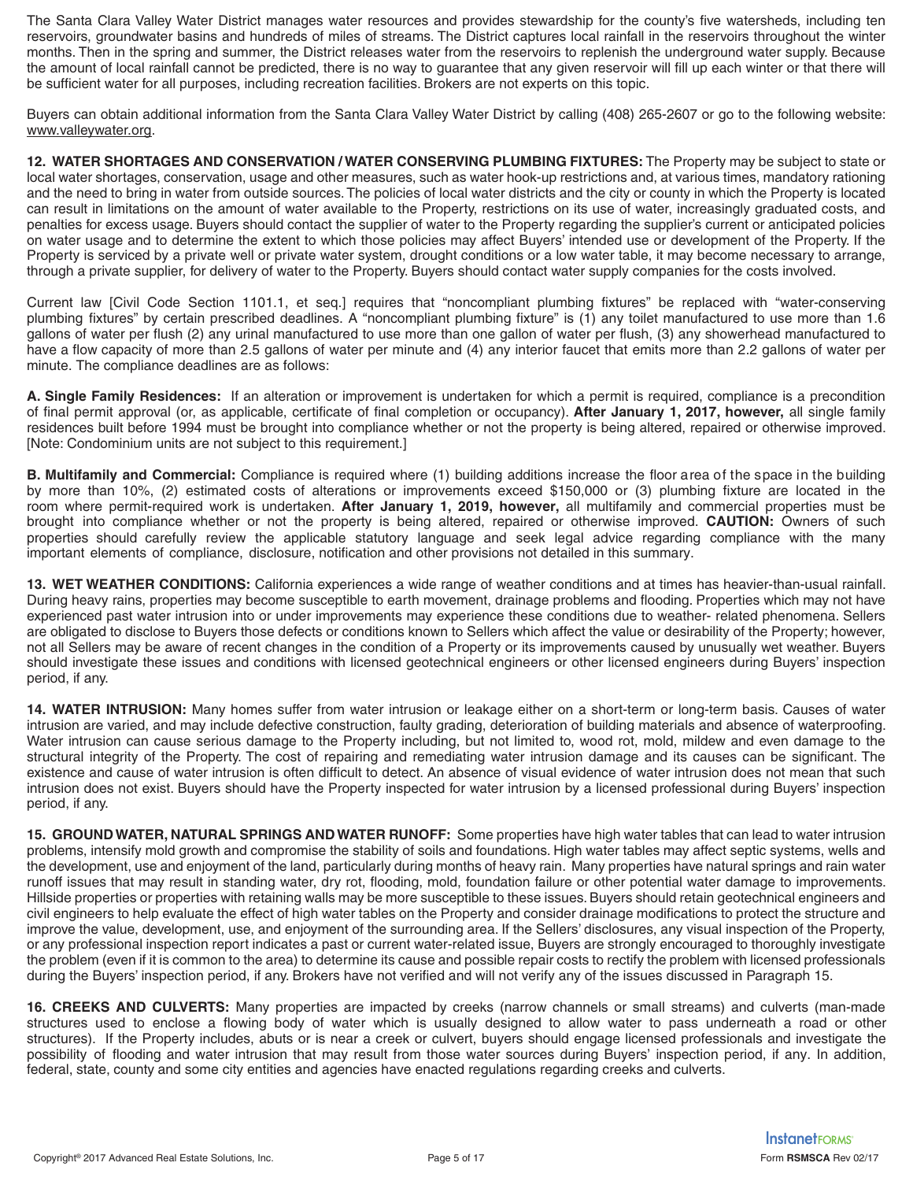The Santa Clara Valley Water District manages water resources and provides stewardship for the county's five watersheds, including ten reservoirs, groundwater basins and hundreds of miles of streams. The District captures local rainfall in the reservoirs throughout the winter months. Then in the spring and summer, the District releases water from the reservoirs to replenish the underground water supply. Because the amount of local rainfall cannot be predicted, there is no way to guarantee that any given reservoir will fill up each winter or that there will be sufficient water for all purposes, including recreation facilities. Brokers are not experts on this topic.

Buyers can obtain additional information from the Santa Clara Valley Water District by calling (408) 265-2607 or go to the following website: www.valleywater.org.

**12. WATER SHORTAGES AND CONSERVATION / WATER CONSERVING PLUMBING FIXTURES:** The Property may be subject to state or local water shortages, conservation, usage and other measures, such as water hook-up restrictions and, at various times, mandatory rationing and the need to bring in water from outside sources. The policies of local water districts and the city or county in which the Property is located can result in limitations on the amount of water available to the Property, restrictions on its use of water, increasingly graduated costs, and penalties for excess usage. Buyers should contact the supplier of water to the Property regarding the supplier's current or anticipated policies on water usage and to determine the extent to which those policies may affect Buyers' intended use or development of the Property. If the Property is serviced by a private well or private water system, drought conditions or a low water table, it may become necessary to arrange, through a private supplier, for delivery of water to the Property. Buyers should contact water supply companies for the costs involved.

Current law [Civil Code Section 1101.1, et seq.] requires that "noncompliant plumbing fixtures" be replaced with "water-conserving plumbing fixtures" by certain prescribed deadlines. A "noncompliant plumbing fixture" is (1) any toilet manufactured to use more than 1.6 gallons of water per flush (2) any urinal manufactured to use more than one gallon of water per flush, (3) any showerhead manufactured to have a flow capacity of more than 2.5 gallons of water per minute and (4) any interior faucet that emits more than 2.2 gallons of water per minute. The compliance deadlines are as follows:

**A. Single Family Residences:** If an alteration or improvement is undertaken for which a permit is required, compliance is a precondition of final permit approval (or, as applicable, certificate of final completion or occupancy). **After January 1, 2017, however,** all single family residences built before 1994 must be brought into compliance whether or not the property is being altered, repaired or otherwise improved. [Note: Condominium units are not subject to this requirement.]

**B. Multifamily and Commercial:** Compliance is required where (1) building additions increase the floor area of the space in the building by more than 10%, (2) estimated costs of alterations or improvements exceed $150,000 or (3) plumbing fixture are located in the room where permit-required work is undertaken. **After January 1, 2019, however,** all multifamily and commercial properties must be brought into compliance whether or not the property is being altered, repaired or otherwise improved. **CAUTION:** Owners of such properties should carefully review the applicable statutory language and seek legal advice regarding compliance with the many important elements of compliance, disclosure, notification and other provisions not detailed in this summary.

**13. WET WEATHER CONDITIONS:** California experiences a wide range of weather conditions and at times has heavier-than-usual rainfall. During heavy rains, properties may become susceptible to earth movement, drainage problems and flooding. Properties which may not have experienced past water intrusion into or under improvements may experience these conditions due to weather- related phenomena. Sellers are obligated to disclose to Buyers those defects or conditions known to Sellers which affect the value or desirability of the Property; however, not all Sellers may be aware of recent changes in the condition of a Property or its improvements caused by unusually wet weather. Buyers should investigate these issues and conditions with licensed geotechnical engineers or other licensed engineers during Buyers' inspection period, if any.

**14. WATER INTRUSION:** Many homes suffer from water intrusion or leakage either on a short-term or long-term basis. Causes of water intrusion are varied, and may include defective construction, faulty grading, deterioration of building materials and absence of waterproofing. Water intrusion can cause serious damage to the Property including, but not limited to, wood rot, mold, mildew and even damage to the structural integrity of the Property. The cost of repairing and remediating water intrusion damage and its causes can be significant. The existence and cause of water intrusion is often difficult to detect. An absence of visual evidence of water intrusion does not mean that such intrusion does not exist. Buyers should have the Property inspected for water intrusion by a licensed professional during Buyers' inspection period, if any.

**15. GROUND WATER, NATURAL SPRINGS AND WATER RUNOFF:** Some properties have high water tables that can lead to water intrusion problems, intensify mold growth and compromise the stability of soils and foundations. High water tables may affect septic systems, wells and the development, use and enjoyment of the land, particularly during months of heavy rain. Many properties have natural springs and rain water runoff issues that may result in standing water, dry rot, flooding, mold, foundation failure or other potential water damage to improvements. Hillside properties or properties with retaining walls may be more susceptible to these issues. Buyers should retain geotechnical engineers and civil engineers to help evaluate the effect of high water tables on the Property and consider drainage modifications to protect the structure and improve the value, development, use, and enjoyment of the surrounding area. If the Sellers' disclosures, any visual inspection of the Property, or any professional inspection report indicates a past or current water-related issue, Buyers are strongly encouraged to thoroughly investigate the problem (even if it is common to the area) to determine its cause and possible repair costs to rectify the problem with licensed professionals during the Buyers' inspection period, if any. Brokers have not verified and will not verify any of the issues discussed in Paragraph 15.

**16. CREEKS AND CULVERTS:** Many properties are impacted by creeks (narrow channels or small streams) and culverts (man-made structures used to enclose a flowing body of water which is usually designed to allow water to pass underneath a road or other structures). If the Property includes, abuts or is near a creek or culvert, buyers should engage licensed professionals and investigate the possibility of flooding and water intrusion that may result from those water sources during Buyers' inspection period, if any. In addition, federal, state, county and some city entities and agencies have enacted regulations regarding creeks and culverts.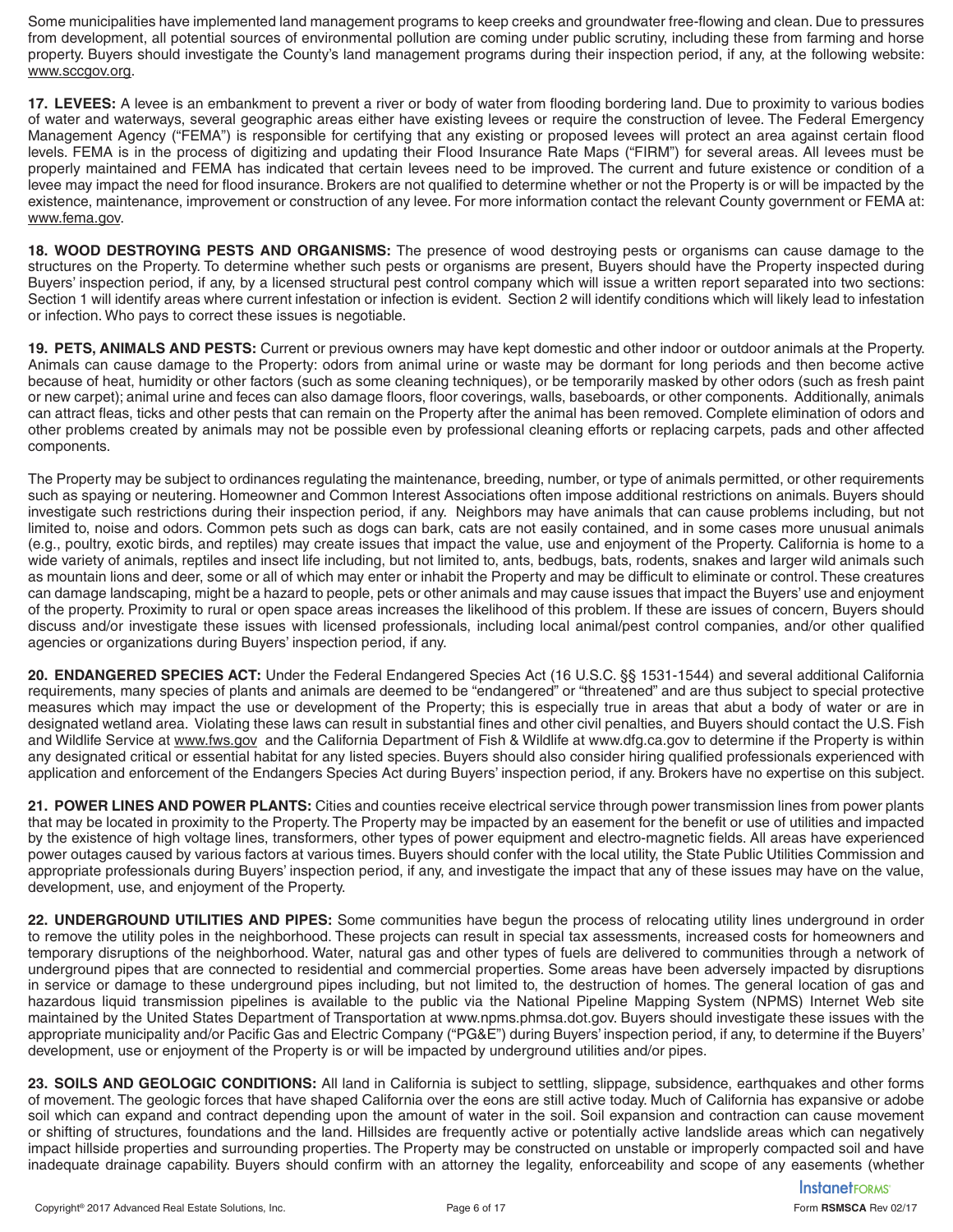Some municipalities have implemented land management programs to keep creeks and groundwater free-flowing and clean. Due to pressures from development, all potential sources of environmental pollution are coming under public scrutiny, including these from farming and horse property. Buyers should investigate the County's land management programs during their inspection period, if any, at the following website: www.sccgov.org.

**17. LEVEES:** A levee is an embankment to prevent a river or body of water from flooding bordering land. Due to proximity to various bodies of water and waterways, several geographic areas either have existing levees or require the construction of levee. The Federal Emergency Management Agency ("FEMA") is responsible for certifying that any existing or proposed levees will protect an area against certain flood levels. FEMA is in the process of digitizing and updating their Flood Insurance Rate Maps ("FIRM") for several areas. All levees must be properly maintained and FEMA has indicated that certain levees need to be improved. The current and future existence or condition of a levee may impact the need for flood insurance. Brokers are not qualified to determine whether or not the Property is or will be impacted by the existence, maintenance, improvement or construction of any levee. For more information contact the relevant County government or FEMA at: www.fema.gov.

**18. WOOD DESTROYING PESTS AND ORGANISMS:** The presence of wood destroying pests or organisms can cause damage to the structures on the Property. To determine whether such pests or organisms are present, Buyers should have the Property inspected during Buyers' inspection period, if any, by a licensed structural pest control company which will issue a written report separated into two sections: Section 1 will identify areas where current infestation or infection is evident. Section 2 will identify conditions which will likely lead to infestation or infection. Who pays to correct these issues is negotiable.

**19. PETS, ANIMALS AND PESTS:** Current or previous owners may have kept domestic and other indoor or outdoor animals at the Property. Animals can cause damage to the Property: odors from animal urine or waste may be dormant for long periods and then become active because of heat, humidity or other factors (such as some cleaning techniques), or be temporarily masked by other odors (such as fresh paint or new carpet); animal urine and feces can also damage floors, floor coverings, walls, baseboards, or other components. Additionally, animals can attract fleas, ticks and other pests that can remain on the Property after the animal has been removed. Complete elimination of odors and other problems created by animals may not be possible even by professional cleaning efforts or replacing carpets, pads and other affected components.

The Property may be subject to ordinances regulating the maintenance, breeding, number, or type of animals permitted, or other requirements such as spaying or neutering. Homeowner and Common Interest Associations often impose additional restrictions on animals. Buyers should investigate such restrictions during their inspection period, if any. Neighbors may have animals that can cause problems including, but not limited to, noise and odors. Common pets such as dogs can bark, cats are not easily contained, and in some cases more unusual animals (e.g., poultry, exotic birds, and reptiles) may create issues that impact the value, use and enjoyment of the Property. California is home to a wide variety of animals, reptiles and insect life including, but not limited to, ants, bedbugs, bats, rodents, snakes and larger wild animals such as mountain lions and deer, some or all of which may enter or inhabit the Property and may be difficult to eliminate or control. These creatures can damage landscaping, might be a hazard to people, pets or other animals and may cause issues that impact the Buyers' use and enjoyment of the property. Proximity to rural or open space areas increases the likelihood of this problem. If these are issues of concern, Buyers should discuss and/or investigate these issues with licensed professionals, including local animal/pest control companies, and/or other qualified agencies or organizations during Buyers' inspection period, if any.

**20. ENDANGERED SPECIES ACT:** Under the Federal Endangered Species Act (16 U.S.C. §§ 1531-1544) and several additional California requirements, many species of plants and animals are deemed to be "endangered" or "threatened" and are thus subject to special protective measures which may impact the use or development of the Property; this is especially true in areas that abut a body of water or are in designated wetland area. Violating these laws can result in substantial fines and other civil penalties, and Buyers should contact the U.S. Fish and Wildlife Service at www.fws.gov and the California Department of Fish & Wildlife at www.dfg.ca.gov to determine if the Property is within any designated critical or essential habitat for any listed species. Buyers should also consider hiring qualified professionals experienced with application and enforcement of the Endangers Species Act during Buyers' inspection period, if any. Brokers have no expertise on this subject.

**21. POWER LINES AND POWER PLANTS:** Cities and counties receive electrical service through power transmission lines from power plants that may be located in proximity to the Property. The Property may be impacted by an easement for the benefit or use of utilities and impacted by the existence of high voltage lines, transformers, other types of power equipment and electro-magnetic fields. All areas have experienced power outages caused by various factors at various times. Buyers should confer with the local utility, the State Public Utilities Commission and appropriate professionals during Buyers' inspection period, if any, and investigate the impact that any of these issues may have on the value, development, use, and enjoyment of the Property.

**22. UNDERGROUND UTILITIES AND PIPES:** Some communities have begun the process of relocating utility lines underground in order to remove the utility poles in the neighborhood. These projects can result in special tax assessments, increased costs for homeowners and temporary disruptions of the neighborhood. Water, natural gas and other types of fuels are delivered to communities through a network of underground pipes that are connected to residential and commercial properties. Some areas have been adversely impacted by disruptions in service or damage to these underground pipes including, but not limited to, the destruction of homes. The general location of gas and hazardous liquid transmission pipelines is available to the public via the National Pipeline Mapping System (NPMS) Internet Web site maintained by the United States Department of Transportation at www.npms.phmsa.dot.gov. Buyers should investigate these issues with the appropriate municipality and/or Pacific Gas and Electric Company ("PG&E") during Buyers' inspection period, if any, to determine if the Buyers' development, use or enjoyment of the Property is or will be impacted by underground utilities and/or pipes.

**23. SOILS AND GEOLOGIC CONDITIONS:** All land in California is subject to settling, slippage, subsidence, earthquakes and other forms of movement. The geologic forces that have shaped California over the eons are still active today. Much of California has expansive or adobe soil which can expand and contract depending upon the amount of water in the soil. Soil expansion and contraction can cause movement or shifting of structures, foundations and the land. Hillsides are frequently active or potentially active landslide areas which can negatively impact hillside properties and surrounding properties. The Property may be constructed on unstable or improperly compacted soil and have inadequate drainage capability. Buyers should confirm with an attorney the legality, enforceability and scope of any easements (whether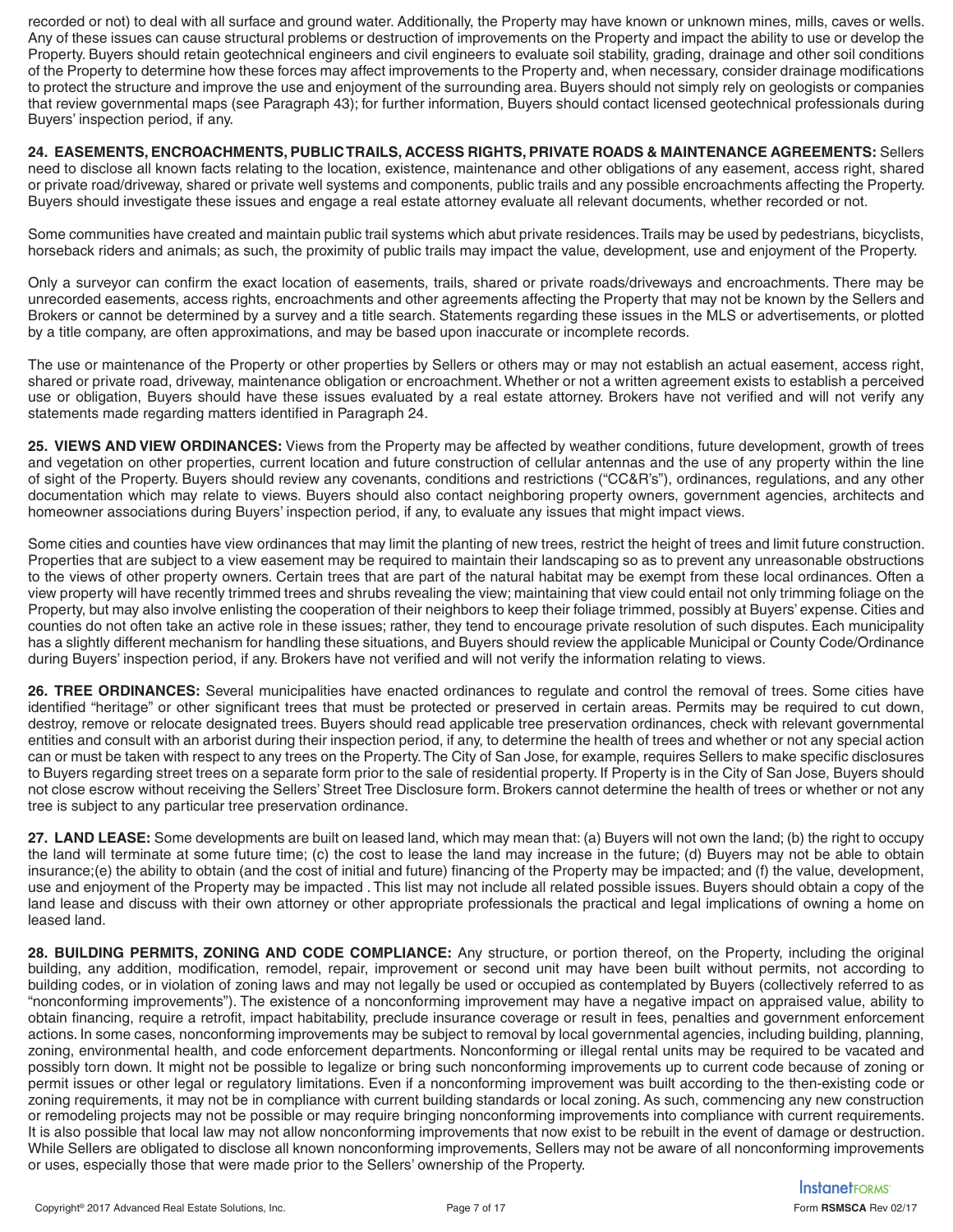recorded or not) to deal with all surface and ground water. Additionally, the Property may have known or unknown mines, mills, caves or wells. Any of these issues can cause structural problems or destruction of improvements on the Property and impact the ability to use or develop the Property. Buyers should retain geotechnical engineers and civil engineers to evaluate soil stability, grading, drainage and other soil conditions of the Property to determine how these forces may affect improvements to the Property and, when necessary, consider drainage modifications to protect the structure and improve the use and enjoyment of the surrounding area. Buyers should not simply rely on geologists or companies that review governmental maps (see Paragraph 43); for further information, Buyers should contact licensed geotechnical professionals during Buyers' inspection period, if any.

**24. EASEMENTS, ENCROACHMENTS, PUBLIC TRAILS, ACCESS RIGHTS, PRIVATE ROADS & MAINTENANCE AGREEMENTS:** Sellers need to disclose all known facts relating to the location, existence, maintenance and other obligations of any easement, access right, shared or private road/driveway, shared or private well systems and components, public trails and any possible encroachments affecting the Property. Buyers should investigate these issues and engage a real estate attorney evaluate all relevant documents, whether recorded or not.

Some communities have created and maintain public trail systems which abut private residences. Trails may be used by pedestrians, bicyclists, horseback riders and animals; as such, the proximity of public trails may impact the value, development, use and enjoyment of the Property.

Only a surveyor can confirm the exact location of easements, trails, shared or private roads/driveways and encroachments. There may be unrecorded easements, access rights, encroachments and other agreements affecting the Property that may not be known by the Sellers and Brokers or cannot be determined by a survey and a title search. Statements regarding these issues in the MLS or advertisements, or plotted by a title company, are often approximations, and may be based upon inaccurate or incomplete records.

The use or maintenance of the Property or other properties by Sellers or others may or may not establish an actual easement, access right, shared or private road, driveway, maintenance obligation or encroachment. Whether or not a written agreement exists to establish a perceived use or obligation, Buyers should have these issues evaluated by a real estate attorney. Brokers have not verified and will not verify any statements made regarding matters identified in Paragraph 24.

**25. VIEWS AND VIEW ORDINANCES:** Views from the Property may be affected by weather conditions, future development, growth of trees and vegetation on other properties, current location and future construction of cellular antennas and the use of any property within the line of sight of the Property. Buyers should review any covenants, conditions and restrictions ("CC&R's"), ordinances, regulations, and any other documentation which may relate to views. Buyers should also contact neighboring property owners, government agencies, architects and homeowner associations during Buyers' inspection period, if any, to evaluate any issues that might impact views.

Some cities and counties have view ordinances that may limit the planting of new trees, restrict the height of trees and limit future construction. Properties that are subject to a view easement may be required to maintain their landscaping so as to prevent any unreasonable obstructions to the views of other property owners. Certain trees that are part of the natural habitat may be exempt from these local ordinances. Often a view property will have recently trimmed trees and shrubs revealing the view; maintaining that view could entail not only trimming foliage on the Property, but may also involve enlisting the cooperation of their neighbors to keep their foliage trimmed, possibly at Buyers' expense. Cities and counties do not often take an active role in these issues; rather, they tend to encourage private resolution of such disputes. Each municipality has a slightly different mechanism for handling these situations, and Buyers should review the applicable Municipal or County Code/Ordinance during Buyers' inspection period, if any. Brokers have not verified and will not verify the information relating to views.

**26. TREE ORDINANCES:** Several municipalities have enacted ordinances to regulate and control the removal of trees. Some cities have identified "heritage" or other significant trees that must be protected or preserved in certain areas. Permits may be required to cut down, destroy, remove or relocate designated trees. Buyers should read applicable tree preservation ordinances, check with relevant governmental entities and consult with an arborist during their inspection period, if any, to determine the health of trees and whether or not any special action can or must be taken with respect to any trees on the Property. The City of San Jose, for example, requires Sellers to make specific disclosures to Buyers regarding street trees on a separate form prior to the sale of residential property. If Property is in the City of San Jose, Buyers should not close escrow without receiving the Sellers' Street Tree Disclosure form. Brokers cannot determine the health of trees or whether or not any tree is subject to any particular tree preservation ordinance.

**27. LAND LEASE:** Some developments are built on leased land, which may mean that: (a) Buyers will not own the land; (b) the right to occupy the land will terminate at some future time; (c) the cost to lease the land may increase in the future; (d) Buyers may not be able to obtain insurance;(e) the ability to obtain (and the cost of initial and future) financing of the Property may be impacted; and (f) the value, development, use and enjoyment of the Property may be impacted . This list may not include all related possible issues. Buyers should obtain a copy of the land lease and discuss with their own attorney or other appropriate professionals the practical and legal implications of owning a home on leased land.

**28. BUILDING PERMITS, ZONING AND CODE COMPLIANCE:** Any structure, or portion thereof, on the Property, including the original building, any addition, modification, remodel, repair, improvement or second unit may have been built without permits, not according to building codes, or in violation of zoning laws and may not legally be used or occupied as contemplated by Buyers (collectively referred to as "nonconforming improvements"). The existence of a nonconforming improvement may have a negative impact on appraised value, ability to obtain financing, require a retrofit, impact habitability, preclude insurance coverage or result in fees, penalties and government enforcement actions. In some cases, nonconforming improvements may be subject to removal by local governmental agencies, including building, planning, zoning, environmental health, and code enforcement departments. Nonconforming or illegal rental units may be required to be vacated and possibly torn down. It might not be possible to legalize or bring such nonconforming improvements up to current code because of zoning or permit issues or other legal or regulatory limitations. Even if a nonconforming improvement was built according to the then-existing code or zoning requirements, it may not be in compliance with current building standards or local zoning. As such, commencing any new construction or remodeling projects may not be possible or may require bringing nonconforming improvements into compliance with current requirements. It is also possible that local law may not allow nonconforming improvements that now exist to be rebuilt in the event of damage or destruction. While Sellers are obligated to disclose all known nonconforming improvements, Sellers may not be aware of all nonconforming improvements or uses, especially those that were made prior to the Sellers' ownership of the Property.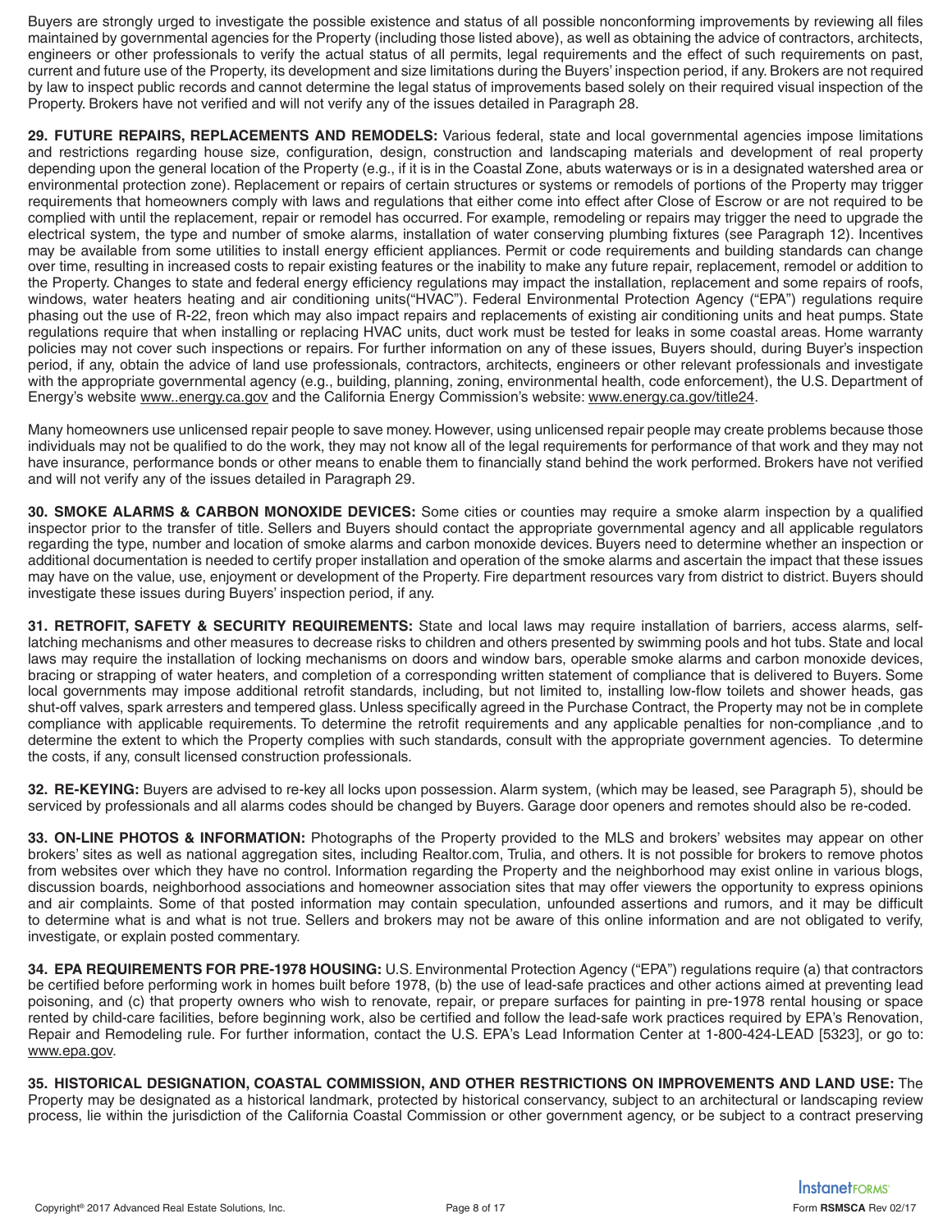Buyers are strongly urged to investigate the possible existence and status of all possible nonconforming improvements by reviewing all files maintained by governmental agencies for the Property (including those listed above), as well as obtaining the advice of contractors, architects, engineers or other professionals to verify the actual status of all permits, legal requirements and the effect of such requirements on past, current and future use of the Property, its development and size limitations during the Buyers' inspection period, if any. Brokers are not required by law to inspect public records and cannot determine the legal status of improvements based solely on their required visual inspection of the Property. Brokers have not verified and will not verify any of the issues detailed in Paragraph 28.

**29. FUTURE REPAIRS, REPLACEMENTS AND REMODELS:** Various federal, state and local governmental agencies impose limitations and restrictions regarding house size, configuration, design, construction and landscaping materials and development of real property depending upon the general location of the Property (e.g., if it is in the Coastal Zone, abuts waterways or is in a designated watershed area or environmental protection zone). Replacement or repairs of certain structures or systems or remodels of portions of the Property may trigger requirements that homeowners comply with laws and regulations that either come into effect after Close of Escrow or are not required to be complied with until the replacement, repair or remodel has occurred. For example, remodeling or repairs may trigger the need to upgrade the electrical system, the type and number of smoke alarms, installation of water conserving plumbing fixtures (see Paragraph 12). Incentives may be available from some utilities to install energy efficient appliances. Permit or code requirements and building standards can change over time, resulting in increased costs to repair existing features or the inability to make any future repair, replacement, remodel or addition to the Property. Changes to state and federal energy efficiency regulations may impact the installation, replacement and some repairs of roofs, windows, water heaters heating and air conditioning units("HVAC"). Federal Environmental Protection Agency ("EPA") regulations require phasing out the use of R-22, freon which may also impact repairs and replacements of existing air conditioning units and heat pumps. State regulations require that when installing or replacing HVAC units, duct work must be tested for leaks in some coastal areas. Home warranty policies may not cover such inspections or repairs. For further information on any of these issues, Buyers should, during Buyer's inspection period, if any, obtain the advice of land use professionals, contractors, architects, engineers or other relevant professionals and investigate with the appropriate governmental agency (e.g., building, planning, zoning, environmental health, code enforcement), the U.S. Department of Energy's website www..energy.ca.gov and the California Energy Commission's website: www.energy.ca.gov/title24.

Many homeowners use unlicensed repair people to save money. However, using unlicensed repair people may create problems because those individuals may not be qualified to do the work, they may not know all of the legal requirements for performance of that work and they may not have insurance, performance bonds or other means to enable them to financially stand behind the work performed. Brokers have not verified and will not verify any of the issues detailed in Paragraph 29.

**30. SMOKE ALARMS & CARBON MONOXIDE DEVICES:** Some cities or counties may require a smoke alarm inspection by a qualified inspector prior to the transfer of title. Sellers and Buyers should contact the appropriate governmental agency and all applicable regulators regarding the type, number and location of smoke alarms and carbon monoxide devices. Buyers need to determine whether an inspection or additional documentation is needed to certify proper installation and operation of the smoke alarms and ascertain the impact that these issues may have on the value, use, enjoyment or development of the Property. Fire department resources vary from district to district. Buyers should investigate these issues during Buyers' inspection period, if any.

**31. RETROFIT, SAFETY & SECURITY REQUIREMENTS:** State and local laws may require installation of barriers, access alarms, self-latching mechanisms and other measures to decrease risks to children and others presented by swimming pools and hot tubs. State and local laws may require the installation of locking mechanisms on doors and window bars, operable smoke alarms and carbon monoxide devices, bracing or strapping of water heaters, and completion of a corresponding written statement of compliance that is delivered to Buyers. Some local governments may impose additional retrofit standards, including, but not limited to, installing low-flow toilets and shower heads, gas shut-off valves, spark arresters and tempered glass. Unless specifically agreed in the Purchase Contract, the Property may not be in complete compliance with applicable requirements. To determine the retrofit requirements and any applicable penalties for non-compliance ,and to determine the extent to which the Property complies with such standards, consult with the appropriate government agencies. To determine the costs, if any, consult licensed construction professionals.

**32. RE-KEYING:** Buyers are advised to re-key all locks upon possession. Alarm system, (which may be leased, see Paragraph 5), should be serviced by professionals and all alarms codes should be changed by Buyers. Garage door openers and remotes should also be re-coded.

**33. ON-LINE PHOTOS & INFORMATION:** Photographs of the Property provided to the MLS and brokers' websites may appear on other brokers' sites as well as national aggregation sites, including Realtor.com, Trulia, and others. It is not possible for brokers to remove photos from websites over which they have no control. Information regarding the Property and the neighborhood may exist online in various blogs, discussion boards, neighborhood associations and homeowner association sites that may offer viewers the opportunity to express opinions and air complaints. Some of that posted information may contain speculation, unfounded assertions and rumors, and it may be difficult to determine what is and what is not true. Sellers and brokers may not be aware of this online information and are not obligated to verify, investigate, or explain posted commentary.

**34. EPA REQUIREMENTS FOR PRE-1978 HOUSING:** U.S. Environmental Protection Agency ("EPA") regulations require (a) that contractors be certified before performing work in homes built before 1978, (b) the use of lead-safe practices and other actions aimed at preventing lead poisoning, and (c) that property owners who wish to renovate, repair, or prepare surfaces for painting in pre-1978 rental housing or space rented by child-care facilities, before beginning work, also be certified and follow the lead-safe work practices required by EPA's Renovation, Repair and Remodeling rule. For further information, contact the U.S. EPA's Lead Information Center at 1-800-424-LEAD [5323], or go to: www.epa.gov.

**35. HISTORICAL DESIGNATION, COASTAL COMMISSION, AND OTHER RESTRICTIONS ON IMPROVEMENTS AND LAND USE:** The Property may be designated as a historical landmark, protected by historical conservancy, subject to an architectural or landscaping review process, lie within the jurisdiction of the California Coastal Commission or other government agency, or be subject to a contract preserving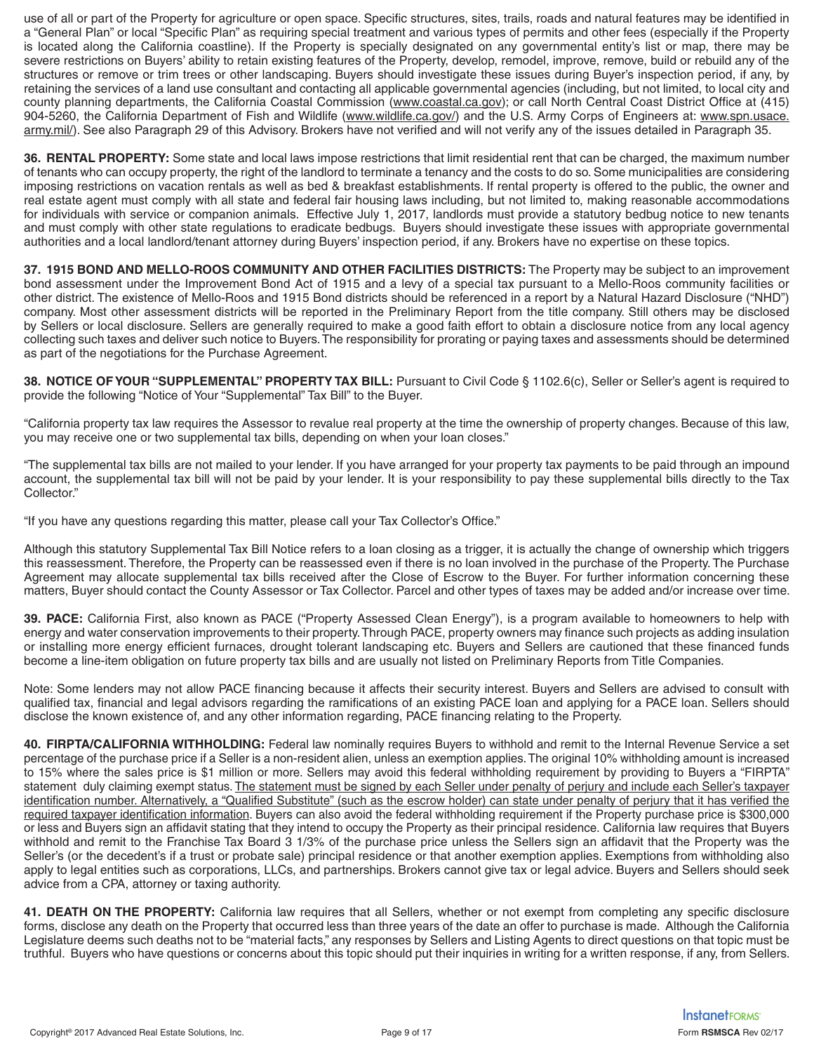use of all or part of the Property for agriculture or open space. Specific structures, sites, trails, roads and natural features may be identified in a "General Plan" or local "Specific Plan" as requiring special treatment and various types of permits and other fees (especially if the Property is located along the California coastline). If the Property is specially designated on any governmental entity's list or map, there may be severe restrictions on Buyers' ability to retain existing features of the Property, develop, remodel, improve, remove, build or rebuild any of the structures or remove or trim trees or other landscaping. Buyers should investigate these issues during Buyer's inspection period, if any, by retaining the services of a land use consultant and contacting all applicable governmental agencies (including, but not limited, to local city and county planning departments, the California Coastal Commission (www.coastal.ca.gov); or call North Central Coast District Office at (415) 904-5260, the California Department of Fish and Wildlife (www.wildlife.ca.gov/) and the U.S. Army Corps of Engineers at: www.spn.usace.army.mil/). See also Paragraph 29 of this Advisory. Brokers have not verified and will not verify any of the issues detailed in Paragraph 35.

**36. RENTAL PROPERTY:** Some state and local laws impose restrictions that limit residential rent that can be charged, the maximum number of tenants who can occupy property, the right of the landlord to terminate a tenancy and the costs to do so. Some municipalities are considering imposing restrictions on vacation rentals as well as bed & breakfast establishments. If rental property is offered to the public, the owner and real estate agent must comply with all state and federal fair housing laws including, but not limited to, making reasonable accommodations for individuals with service or companion animals. Effective July 1, 2017, landlords must provide a statutory bedbug notice to new tenants and must comply with other state regulations to eradicate bedbugs. Buyers should investigate these issues with appropriate governmental authorities and a local landlord/tenant attorney during Buyers' inspection period, if any. Brokers have no expertise on these topics.

**37. 1915 BOND AND MELLO-ROOS COMMUNITY AND OTHER FACILITIES DISTRICTS:** The Property may be subject to an improvement bond assessment under the Improvement Bond Act of 1915 and a levy of a special tax pursuant to a Mello-Roos community facilities or other district. The existence of Mello-Roos and 1915 Bond districts should be referenced in a report by a Natural Hazard Disclosure ("NHD") company. Most other assessment districts will be reported in the Preliminary Report from the title company. Still others may be disclosed by Sellers or local disclosure. Sellers are generally required to make a good faith effort to obtain a disclosure notice from any local agency collecting such taxes and deliver such notice to Buyers. The responsibility for prorating or paying taxes and assessments should be determined as part of the negotiations for the Purchase Agreement.

**38. NOTICE OF YOUR "SUPPLEMENTAL" PROPERTY TAX BILL:** Pursuant to Civil Code § 1102.6(c), Seller or Seller's agent is required to provide the following "Notice of Your "Supplemental" Tax Bill" to the Buyer.

"California property tax law requires the Assessor to revalue real property at the time the ownership of property changes. Because of this law, you may receive one or two supplemental tax bills, depending on when your loan closes."

"The supplemental tax bills are not mailed to your lender. If you have arranged for your property tax payments to be paid through an impound account, the supplemental tax bill will not be paid by your lender. It is your responsibility to pay these supplemental bills directly to the Tax Collector."

"If you have any questions regarding this matter, please call your Tax Collector's Office."

Although this statutory Supplemental Tax Bill Notice refers to a loan closing as a trigger, it is actually the change of ownership which triggers this reassessment. Therefore, the Property can be reassessed even if there is no loan involved in the purchase of the Property. The Purchase Agreement may allocate supplemental tax bills received after the Close of Escrow to the Buyer. For further information concerning these matters, Buyer should contact the County Assessor or Tax Collector. Parcel and other types of taxes may be added and/or increase over time.

**39. PACE:** California First, also known as PACE ("Property Assessed Clean Energy"), is a program available to homeowners to help with energy and water conservation improvements to their property. Through PACE, property owners may finance such projects as adding insulation or installing more energy efficient furnaces, drought tolerant landscaping etc. Buyers and Sellers are cautioned that these financed funds become a line-item obligation on future property tax bills and are usually not listed on Preliminary Reports from Title Companies.

Note: Some lenders may not allow PACE financing because it affects their security interest. Buyers and Sellers are advised to consult with qualified tax, financial and legal advisors regarding the ramifications of an existing PACE loan and applying for a PACE loan. Sellers should disclose the known existence of, and any other information regarding, PACE financing relating to the Property.

**40. FIRPTA/CALIFORNIA WITHHOLDING:** Federal law nominally requires Buyers to withhold and remit to the Internal Revenue Service a set percentage of the purchase price if a Seller is a non-resident alien, unless an exemption applies. The original 10% withholding amount is increased to 15% where the sales price is $1 million or more. Sellers may avoid this federal withholding requirement by providing to Buyers a "FIRPTA" statement duly claiming exempt status. The statement must be signed by each Seller under penalty of perjury and include each Seller's taxpayer identification number. Alternatively, a "Qualified Substitute" (such as the escrow holder) can state under penalty of perjury that it has verified the required taxpayer identification information. Buyers can also avoid the federal withholding requirement if the Property purchase price is $300,000 or less and Buyers sign an affidavit stating that they intend to occupy the Property as their principal residence. California law requires that Buyers withhold and remit to the Franchise Tax Board 3 1/3% of the purchase price unless the Sellers sign an affidavit that the Property was the Seller's (or the decedent's if a trust or probate sale) principal residence or that another exemption applies. Exemptions from withholding also apply to legal entities such as corporations, LLCs, and partnerships. Brokers cannot give tax or legal advice. Buyers and Sellers should seek advice from a CPA, attorney or taxing authority.

**41. DEATH ON THE PROPERTY:** California law requires that all Sellers, whether or not exempt from completing any specific disclosure forms, disclose any death on the Property that occurred less than three years of the date an offer to purchase is made. Although the California Legislature deems such deaths not to be "material facts," any responses by Sellers and Listing Agents to direct questions on that topic must be truthful. Buyers who have questions or concerns about this topic should put their inquiries in writing for a written response, if any, from Sellers.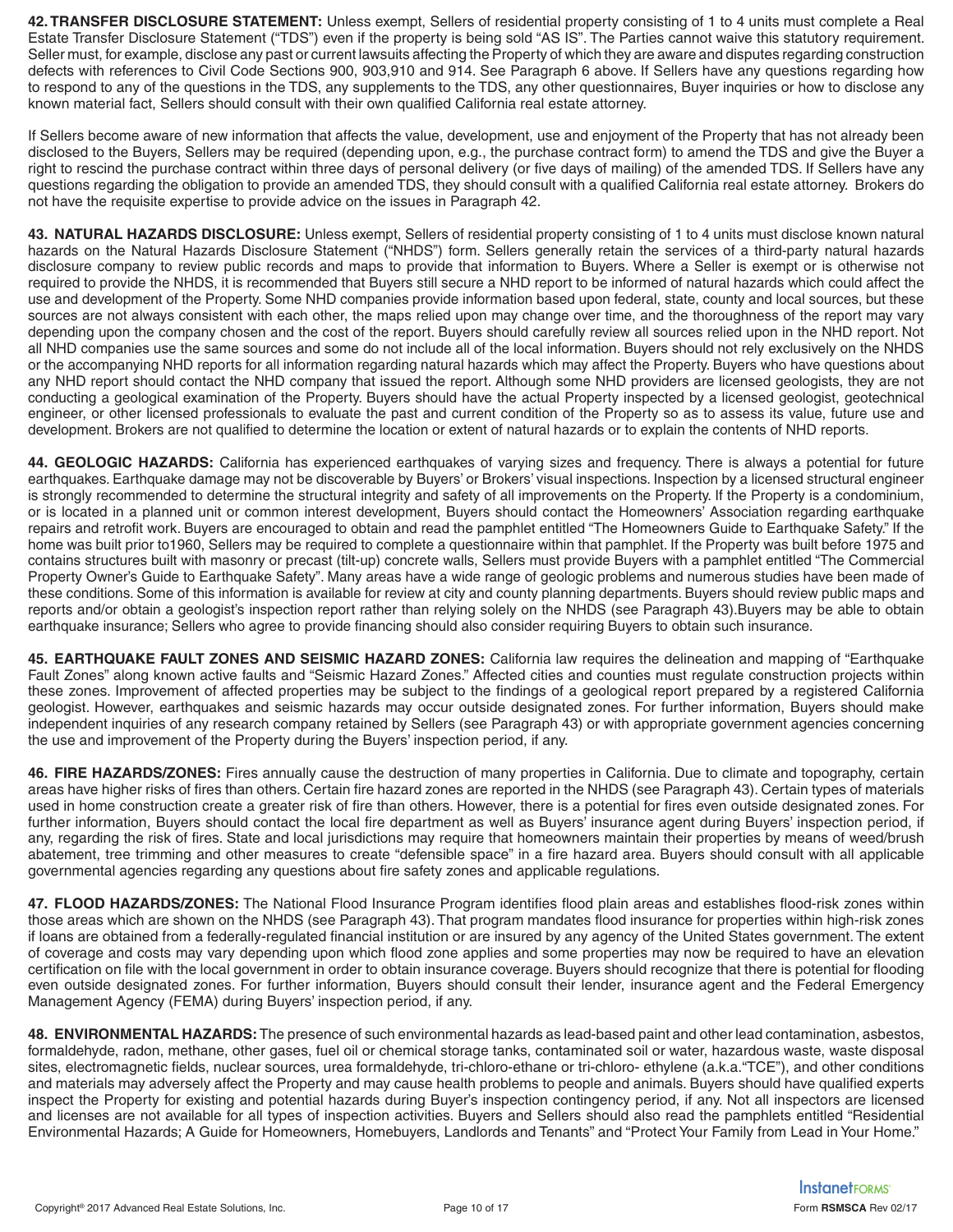**42. TRANSFER DISCLOSURE STATEMENT:** Unless exempt, Sellers of residential property consisting of 1 to 4 units must complete a Real Estate Transfer Disclosure Statement ("TDS") even if the property is being sold "AS IS". The Parties cannot waive this statutory requirement. Seller must, for example, disclose any past or current lawsuits affecting the Property of which they are aware and disputes regarding construction defects with references to Civil Code Sections 900, 903,910 and 914. See Paragraph 6 above. If Sellers have any questions regarding how to respond to any of the questions in the TDS, any supplements to the TDS, any other questionnaires, Buyer inquiries or how to disclose any known material fact, Sellers should consult with their own qualified California real estate attorney.

If Sellers become aware of new information that affects the value, development, use and enjoyment of the Property that has not already been disclosed to the Buyers, Sellers may be required (depending upon, e.g., the purchase contract form) to amend the TDS and give the Buyer a right to rescind the purchase contract within three days of personal delivery (or five days of mailing) of the amended TDS. If Sellers have any questions regarding the obligation to provide an amended TDS, they should consult with a qualified California real estate attorney. Brokers do not have the requisite expertise to provide advice on the issues in Paragraph 42.

**43. NATURAL HAZARDS DISCLOSURE:** Unless exempt, Sellers of residential property consisting of 1 to 4 units must disclose known natural hazards on the Natural Hazards Disclosure Statement ("NHDS") form. Sellers generally retain the services of a third-party natural hazards disclosure company to review public records and maps to provide that information to Buyers. Where a Seller is exempt or is otherwise not required to provide the NHDS, it is recommended that Buyers still secure a NHD report to be informed of natural hazards which could affect the use and development of the Property. Some NHD companies provide information based upon federal, state, county and local sources, but these sources are not always consistent with each other, the maps relied upon may change over time, and the thoroughness of the report may vary depending upon the company chosen and the cost of the report. Buyers should carefully review all sources relied upon in the NHD report. Not all NHD companies use the same sources and some do not include all of the local information. Buyers should not rely exclusively on the NHDS or the accompanying NHD reports for all information regarding natural hazards which may affect the Property. Buyers who have questions about any NHD report should contact the NHD company that issued the report. Although some NHD providers are licensed geologists, they are not conducting a geological examination of the Property. Buyers should have the actual Property inspected by a licensed geologist, geotechnical engineer, or other licensed professionals to evaluate the past and current condition of the Property so as to assess its value, future use and development. Brokers are not qualified to determine the location or extent of natural hazards or to explain the contents of NHD reports.

**44. GEOLOGIC HAZARDS:** California has experienced earthquakes of varying sizes and frequency. There is always a potential for future earthquakes. Earthquake damage may not be discoverable by Buyers' or Brokers' visual inspections. Inspection by a licensed structural engineer is strongly recommended to determine the structural integrity and safety of all improvements on the Property. If the Property is a condominium, or is located in a planned unit or common interest development, Buyers should contact the Homeowners' Association regarding earthquake repairs and retrofit work. Buyers are encouraged to obtain and read the pamphlet entitled "The Homeowners Guide to Earthquake Safety." If the home was built prior to1960, Sellers may be required to complete a questionnaire within that pamphlet. If the Property was built before 1975 and contains structures built with masonry or precast (tilt-up) concrete walls, Sellers must provide Buyers with a pamphlet entitled "The Commercial Property Owner's Guide to Earthquake Safety". Many areas have a wide range of geologic problems and numerous studies have been made of these conditions. Some of this information is available for review at city and county planning departments. Buyers should review public maps and reports and/or obtain a geologist's inspection report rather than relying solely on the NHDS (see Paragraph 43).Buyers may be able to obtain earthquake insurance; Sellers who agree to provide financing should also consider requiring Buyers to obtain such insurance.

**45. EARTHQUAKE FAULT ZONES AND SEISMIC HAZARD ZONES:** California law requires the delineation and mapping of "Earthquake Fault Zones" along known active faults and "Seismic Hazard Zones." Affected cities and counties must regulate construction projects within these zones. Improvement of affected properties may be subject to the findings of a geological report prepared by a registered California geologist. However, earthquakes and seismic hazards may occur outside designated zones. For further information, Buyers should make independent inquiries of any research company retained by Sellers (see Paragraph 43) or with appropriate government agencies concerning the use and improvement of the Property during the Buyers' inspection period, if any.

**46. FIRE HAZARDS/ZONES:** Fires annually cause the destruction of many properties in California. Due to climate and topography, certain areas have higher risks of fires than others. Certain fire hazard zones are reported in the NHDS (see Paragraph 43). Certain types of materials used in home construction create a greater risk of fire than others. However, there is a potential for fires even outside designated zones. For further information, Buyers should contact the local fire department as well as Buyers' insurance agent during Buyers' inspection period, if any, regarding the risk of fires. State and local jurisdictions may require that homeowners maintain their properties by means of weed/brush abatement, tree trimming and other measures to create "defensible space" in a fire hazard area. Buyers should consult with all applicable governmental agencies regarding any questions about fire safety zones and applicable regulations.

**47. FLOOD HAZARDS/ZONES:** The National Flood Insurance Program identifies flood plain areas and establishes flood-risk zones within those areas which are shown on the NHDS (see Paragraph 43). That program mandates flood insurance for properties within high-risk zones if loans are obtained from a federally-regulated financial institution or are insured by any agency of the United States government. The extent of coverage and costs may vary depending upon which flood zone applies and some properties may now be required to have an elevation certification on file with the local government in order to obtain insurance coverage. Buyers should recognize that there is potential for flooding even outside designated zones. For further information, Buyers should consult their lender, insurance agent and the Federal Emergency Management Agency (FEMA) during Buyers' inspection period, if any.

**48. ENVIRONMENTAL HAZARDS:** The presence of such environmental hazards as lead-based paint and other lead contamination, asbestos, formaldehyde, radon, methane, other gases, fuel oil or chemical storage tanks, contaminated soil or water, hazardous waste, waste disposal sites, electromagnetic fields, nuclear sources, urea formaldehyde, tri-chloro-ethane or tri-chloro- ethylene (a.k.a."TCE"), and other conditions and materials may adversely affect the Property and may cause health problems to people and animals. Buyers should have qualified experts inspect the Property for existing and potential hazards during Buyer's inspection contingency period, if any. Not all inspectors are licensed and licenses are not available for all types of inspection activities. Buyers and Sellers should also read the pamphlets entitled "Residential Environmental Hazards; A Guide for Homeowners, Homebuyers, Landlords and Tenants" and "Protect Your Family from Lead in Your Home."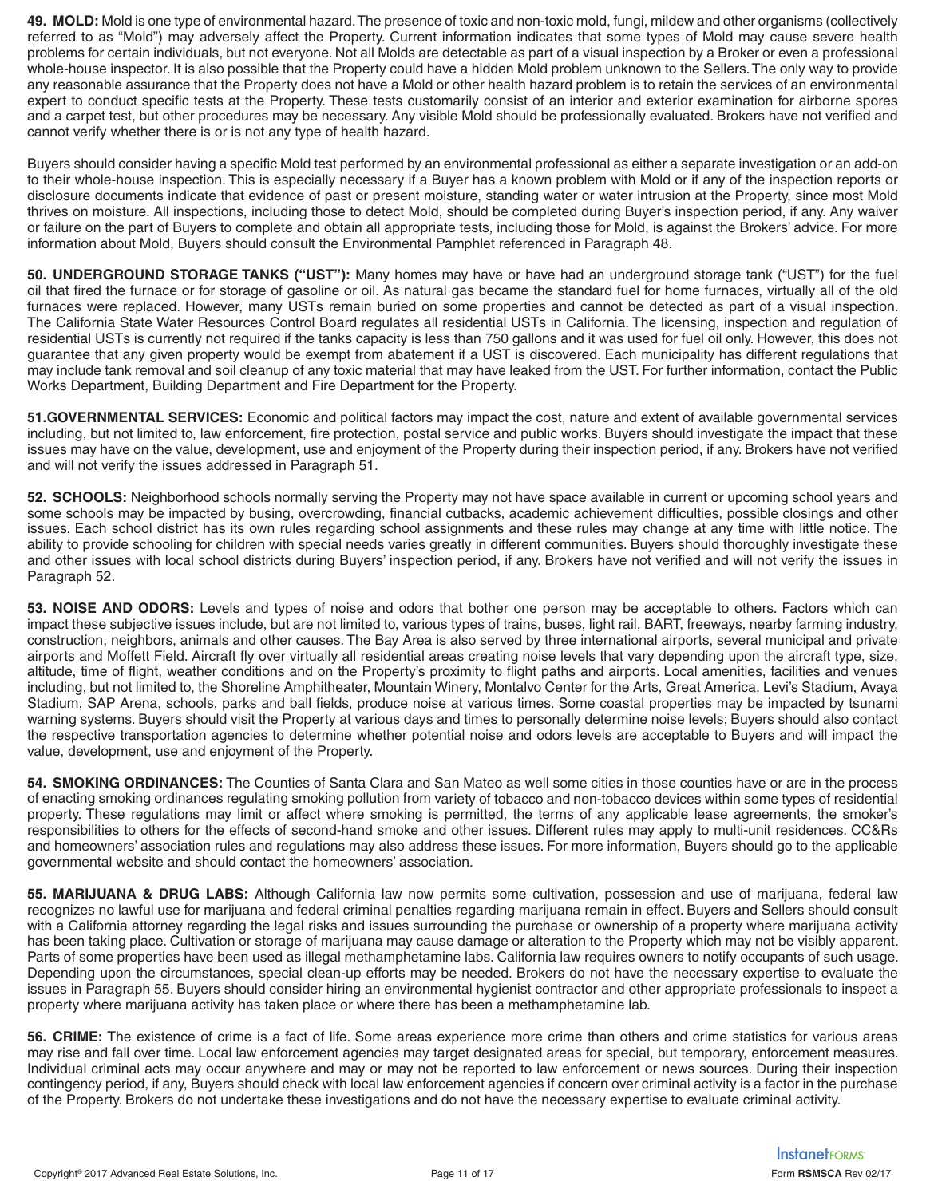**49. MOLD:** Mold is one type of environmental hazard. The presence of toxic and non-toxic mold, fungi, mildew and other organisms (collectively referred to as "Mold") may adversely affect the Property. Current information indicates that some types of Mold may cause severe health problems for certain individuals, but not everyone. Not all Molds are detectable as part of a visual inspection by a Broker or even a professional whole-house inspector. It is also possible that the Property could have a hidden Mold problem unknown to the Sellers. The only way to provide any reasonable assurance that the Property does not have a Mold or other health hazard problem is to retain the services of an environmental expert to conduct specific tests at the Property. These tests customarily consist of an interior and exterior examination for airborne spores and a carpet test, but other procedures may be necessary. Any visible Mold should be professionally evaluated. Brokers have not verified and cannot verify whether there is or is not any type of health hazard.

Buyers should consider having a specific Mold test performed by an environmental professional as either a separate investigation or an add-on to their whole-house inspection. This is especially necessary if a Buyer has a known problem with Mold or if any of the inspection reports or disclosure documents indicate that evidence of past or present moisture, standing water or water intrusion at the Property, since most Mold thrives on moisture. All inspections, including those to detect Mold, should be completed during Buyer's inspection period, if any. Any waiver or failure on the part of Buyers to complete and obtain all appropriate tests, including those for Mold, is against the Brokers' advice. For more information about Mold, Buyers should consult the Environmental Pamphlet referenced in Paragraph 48.

**50. UNDERGROUND STORAGE TANKS ("UST"):** Many homes may have or have had an underground storage tank ("UST") for the fuel oil that fired the furnace or for storage of gasoline or oil. As natural gas became the standard fuel for home furnaces, virtually all of the old furnaces were replaced. However, many USTs remain buried on some properties and cannot be detected as part of a visual inspection. The California State Water Resources Control Board regulates all residential USTs in California. The licensing, inspection and regulation of residential USTs is currently not required if the tanks capacity is less than 750 gallons and it was used for fuel oil only. However, this does not guarantee that any given property would be exempt from abatement if a UST is discovered. Each municipality has different regulations that may include tank removal and soil cleanup of any toxic material that may have leaked from the UST. For further information, contact the Public Works Department, Building Department and Fire Department for the Property.

**51.GOVERNMENTAL SERVICES:** Economic and political factors may impact the cost, nature and extent of available governmental services including, but not limited to, law enforcement, fire protection, postal service and public works. Buyers should investigate the impact that these issues may have on the value, development, use and enjoyment of the Property during their inspection period, if any. Brokers have not verified and will not verify the issues addressed in Paragraph 51.

**52. SCHOOLS:** Neighborhood schools normally serving the Property may not have space available in current or upcoming school years and some schools may be impacted by busing, overcrowding, financial cutbacks, academic achievement difficulties, possible closings and other issues. Each school district has its own rules regarding school assignments and these rules may change at any time with little notice. The ability to provide schooling for children with special needs varies greatly in different communities. Buyers should thoroughly investigate these and other issues with local school districts during Buyers' inspection period, if any. Brokers have not verified and will not verify the issues in Paragraph 52.

**53. NOISE AND ODORS:** Levels and types of noise and odors that bother one person may be acceptable to others. Factors which can impact these subjective issues include, but are not limited to, various types of trains, buses, light rail, BART, freeways, nearby farming industry, construction, neighbors, animals and other causes. The Bay Area is also served by three international airports, several municipal and private airports and Moffett Field. Aircraft fly over virtually all residential areas creating noise levels that vary depending upon the aircraft type, size, altitude, time of flight, weather conditions and on the Property's proximity to flight paths and airports. Local amenities, facilities and venues including, but not limited to, the Shoreline Amphitheater, Mountain Winery, Montalvo Center for the Arts, Great America, Levi's Stadium, Avaya Stadium, SAP Arena, schools, parks and ball fields, produce noise at various times. Some coastal properties may be impacted by tsunami warning systems. Buyers should visit the Property at various days and times to personally determine noise levels; Buyers should also contact the respective transportation agencies to determine whether potential noise and odors levels are acceptable to Buyers and will impact the value, development, use and enjoyment of the Property.

**54. SMOKING ORDINANCES:** The Counties of Santa Clara and San Mateo as well some cities in those counties have or are in the process of enacting smoking ordinances regulating smoking pollution from variety of tobacco and non-tobacco devices within some types of residential property. These regulations may limit or affect where smoking is permitted, the terms of any applicable lease agreements, the smoker's responsibilities to others for the effects of second-hand smoke and other issues. Different rules may apply to multi-unit residences. CC&Rs and homeowners' association rules and regulations may also address these issues. For more information, Buyers should go to the applicable governmental website and should contact the homeowners' association.

**55. MARIJUANA & DRUG LABS:** Although California law now permits some cultivation, possession and use of marijuana, federal law recognizes no lawful use for marijuana and federal criminal penalties regarding marijuana remain in effect. Buyers and Sellers should consult with a California attorney regarding the legal risks and issues surrounding the purchase or ownership of a property where marijuana activity has been taking place. Cultivation or storage of marijuana may cause damage or alteration to the Property which may not be visibly apparent. Parts of some properties have been used as illegal methamphetamine labs. California law requires owners to notify occupants of such usage. Depending upon the circumstances, special clean-up efforts may be needed. Brokers do not have the necessary expertise to evaluate the issues in Paragraph 55. Buyers should consider hiring an environmental hygienist contractor and other appropriate professionals to inspect a property where marijuana activity has taken place or where there has been a methamphetamine lab.

**56. CRIME:** The existence of crime is a fact of life. Some areas experience more crime than others and crime statistics for various areas may rise and fall over time. Local law enforcement agencies may target designated areas for special, but temporary, enforcement measures. Individual criminal acts may occur anywhere and may or may not be reported to law enforcement or news sources. During their inspection contingency period, if any, Buyers should check with local law enforcement agencies if concern over criminal activity is a factor in the purchase of the Property. Brokers do not undertake these investigations and do not have the necessary expertise to evaluate criminal activity.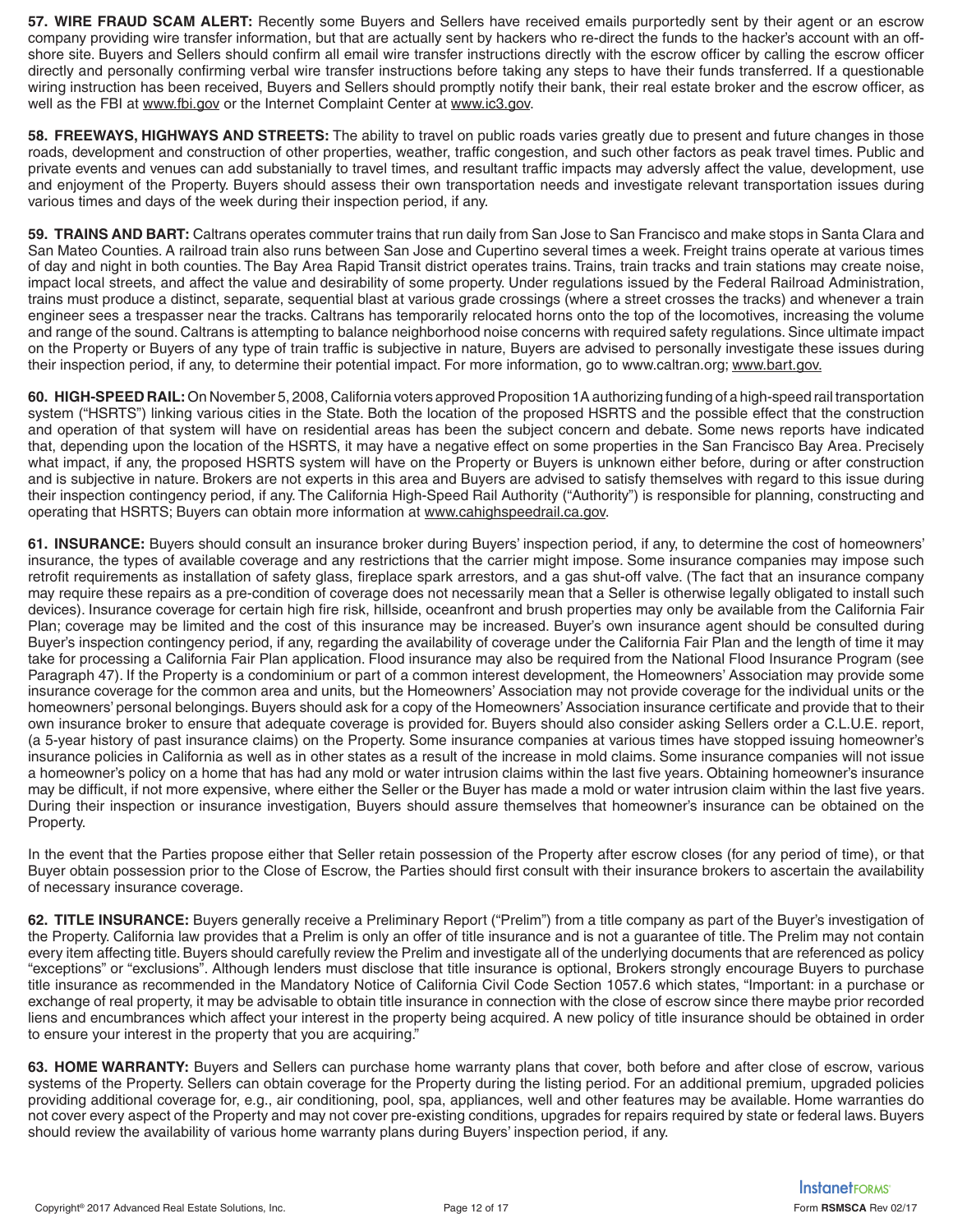**57. WIRE FRAUD SCAM ALERT:** Recently some Buyers and Sellers have received emails purportedly sent by their agent or an escrow company providing wire transfer information, but that are actually sent by hackers who re-direct the funds to the hacker's account with an off-shore site. Buyers and Sellers should confirm all email wire transfer instructions directly with the escrow officer by calling the escrow officer directly and personally confirming verbal wire transfer instructions before taking any steps to have their funds transferred. If a questionable wiring instruction has been received, Buyers and Sellers should promptly notify their bank, their real estate broker and the escrow officer, as well as the FBI at www.fbi.gov or the Internet Complaint Center at www.ic3.gov.

**58. FREEWAYS, HIGHWAYS AND STREETS:** The ability to travel on public roads varies greatly due to present and future changes in those roads, development and construction of other properties, weather, traffic congestion, and such other factors as peak travel times. Public and private events and venues can add substantially to travel times, and resultant traffic impacts may adversely affect the value, development, use and enjoyment of the Property. Buyers should assess their own transportation needs and investigate relevant transportation issues during various times and days of the week during their inspection period, if any.

**59. TRAINS AND BART:** Caltrans operates commuter trains that run daily from San Jose to San Francisco and make stops in Santa Clara and San Mateo Counties. A railroad train also runs between San Jose and Cupertino several times a week. Freight trains operate at various times of day and night in both counties. The Bay Area Rapid Transit district operates trains. Trains, train tracks and train stations may create noise, impact local streets, and affect the value and desirability of some property. Under regulations issued by the Federal Railroad Administration, trains must produce a distinct, separate, sequential blast at various grade crossings (where a street crosses the tracks) and whenever a train engineer sees a trespasser near the tracks. Caltrans has temporarily relocated horns onto the top of the locomotives, increasing the volume and range of the sound. Caltrans is attempting to balance neighborhood noise concerns with required safety regulations. Since ultimate impact on the Property or Buyers of any type of train traffic is subjective in nature, Buyers are advised to personally investigate these issues during their inspection period, if any, to determine their potential impact. For more information, go to www.caltran.org; www.bart.gov.

**60. HIGH-SPEED RAIL:** On November 5, 2008, California voters approved Proposition 1A authorizing funding of a high-speed rail transportation system ("HSRTS") linking various cities in the State. Both the location of the proposed HSRTS and the possible effect that the construction and operation of that system will have on residential areas has been the subject concern and debate. Some news reports have indicated that, depending upon the location of the HSRTS, it may have a negative effect on some properties in the San Francisco Bay Area. Precisely what impact, if any, the proposed HSRTS system will have on the Property or Buyers is unknown either before, during or after construction and is subjective in nature. Brokers are not experts in this area and Buyers are advised to satisfy themselves with regard to this issue during their inspection contingency period, if any. The California High-Speed Rail Authority ("Authority") is responsible for planning, constructing and operating that HSRTS; Buyers can obtain more information at www.cahighspeedrail.ca.gov.

**61. INSURANCE:** Buyers should consult an insurance broker during Buyers' inspection period, if any, to determine the cost of homeowners' insurance, the types of available coverage and any restrictions that the carrier might impose. Some insurance companies may impose such retrofit requirements as installation of safety glass, fireplace spark arrestors, and a gas shut-off valve. (The fact that an insurance company may require these repairs as a pre-condition of coverage does not necessarily mean that a Seller is otherwise legally obligated to install such devices). Insurance coverage for certain high fire risk, hillside, oceanfront and brush properties may only be available from the California Fair Plan; coverage may be limited and the cost of this insurance may be increased. Buyer's own insurance agent should be consulted during Buyer's inspection contingency period, if any, regarding the availability of coverage under the California Fair Plan and the length of time it may take for processing a California Fair Plan application. Flood insurance may also be required from the National Flood Insurance Program (see Paragraph 47). If the Property is a condominium or part of a common interest development, the Homeowners' Association may provide some insurance coverage for the common area and units, but the Homeowners' Association may not provide coverage for the individual units or the homeowners' personal belongings. Buyers should ask for a copy of the Homeowners' Association insurance certificate and provide that to their own insurance broker to ensure that adequate coverage is provided for. Buyers should also consider asking Sellers order a C.L.U.E. report, (a 5-year history of past insurance claims) on the Property. Some insurance companies at various times have stopped issuing homeowner's insurance policies in California as well as in other states as a result of the increase in mold claims. Some insurance companies will not issue a homeowner's policy on a home that has had any mold or water intrusion claims within the last five years. Obtaining homeowner's insurance may be difficult, if not more expensive, where either the Seller or the Buyer has made a mold or water intrusion claim within the last five years. During their inspection or insurance investigation, Buyers should assure themselves that homeowner's insurance can be obtained on the Property.

In the event that the Parties propose either that Seller retain possession of the Property after escrow closes (for any period of time), or that Buyer obtain possession prior to the Close of Escrow, the Parties should first consult with their insurance brokers to ascertain the availability of necessary insurance coverage.

**62. TITLE INSURANCE:** Buyers generally receive a Preliminary Report ("Prelim") from a title company as part of the Buyer's investigation of the Property. California law provides that a Prelim is only an offer of title insurance and is not a guarantee of title. The Prelim may not contain every item affecting title. Buyers should carefully review the Prelim and investigate all of the underlying documents that are referenced as policy "exceptions" or "exclusions". Although lenders must disclose that title insurance is optional, Brokers strongly encourage Buyers to purchase title insurance as recommended in the Mandatory Notice of California Civil Code Section 1057.6 which states, "Important: in a purchase or exchange of real property, it may be advisable to obtain title insurance in connection with the close of escrow since there maybe prior recorded liens and encumbrances which affect your interest in the property being acquired. A new policy of title insurance should be obtained in order to ensure your interest in the property that you are acquiring."

**63. HOME WARRANTY:** Buyers and Sellers can purchase home warranty plans that cover, both before and after close of escrow, various systems of the Property. Sellers can obtain coverage for the Property during the listing period. For an additional premium, upgraded policies providing additional coverage for, e.g., air conditioning, pool, spa, appliances, well and other features may be available. Home warranties do not cover every aspect of the Property and may not cover pre-existing conditions, upgrades for repairs required by state or federal laws. Buyers should review the availability of various home warranty plans during Buyers' inspection period, if any.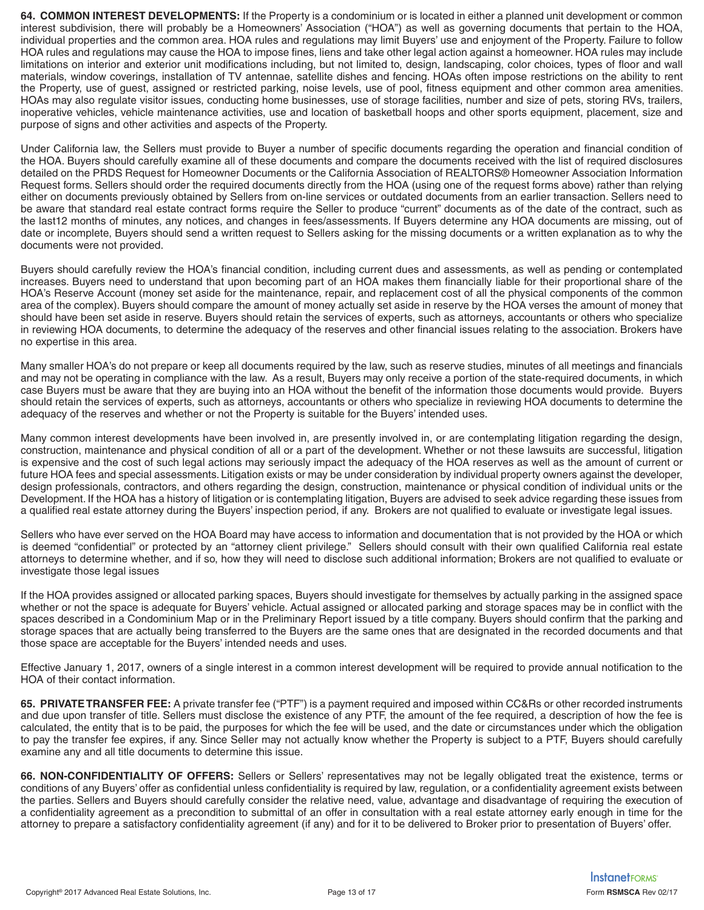**64. COMMON INTEREST DEVELOPMENTS:** If the Property is a condominium or is located in either a planned unit development or common interest subdivision, there will probably be a Homeowners' Association ("HOA") as well as governing documents that pertain to the HOA, individual properties and the common area. HOA rules and regulations may limit Buyers' use and enjoyment of the Property. Failure to follow HOA rules and regulations may cause the HOA to impose fines, liens and take other legal action against a homeowner. HOA rules may include limitations on interior and exterior unit modifications including, but not limited to, design, landscaping, color choices, types of floor and wall materials, window coverings, installation of TV antennae, satellite dishes and fencing. HOAs often impose restrictions on the ability to rent the Property, use of guest, assigned or restricted parking, noise levels, use of pool, fitness equipment and other common area amenities. HOAs may also regulate visitor issues, conducting home businesses, use of storage facilities, number and size of pets, storing RVs, trailers, inoperative vehicles, vehicle maintenance activities, use and location of basketball hoops and other sports equipment, placement, size and purpose of signs and other activities and aspects of the Property.

Under California law, the Sellers must provide to Buyer a number of specific documents regarding the operation and financial condition of the HOA. Buyers should carefully examine all of these documents and compare the documents received with the list of required disclosures detailed on the PRDS Request for Homeowner Documents or the California Association of REALTORS® Homeowner Association Information Request forms. Sellers should order the required documents directly from the HOA (using one of the request forms above) rather than relying either on documents previously obtained by Sellers from on-line services or outdated documents from an earlier transaction. Sellers need to be aware that standard real estate contract forms require the Seller to produce "current" documents as of the date of the contract, such as the last12 months of minutes, any notices, and changes in fees/assessments. If Buyers determine any HOA documents are missing, out of date or incomplete, Buyers should send a written request to Sellers asking for the missing documents or a written explanation as to why the documents were not provided.

Buyers should carefully review the HOA's financial condition, including current dues and assessments, as well as pending or contemplated increases. Buyers need to understand that upon becoming part of an HOA makes them financially liable for their proportional share of the HOA's Reserve Account (money set aside for the maintenance, repair, and replacement cost of all the physical components of the common area of the complex). Buyers should compare the amount of money actually set aside in reserve by the HOA verses the amount of money that should have been set aside in reserve. Buyers should retain the services of experts, such as attorneys, accountants or others who specialize in reviewing HOA documents, to determine the adequacy of the reserves and other financial issues relating to the association. Brokers have no expertise in this area.

Many smaller HOA's do not prepare or keep all documents required by the law, such as reserve studies, minutes of all meetings and financials and may not be operating in compliance with the law. As a result, Buyers may only receive a portion of the state-required documents, in which case Buyers must be aware that they are buying into an HOA without the benefit of the information those documents would provide. Buyers should retain the services of experts, such as attorneys, accountants or others who specialize in reviewing HOA documents to determine the adequacy of the reserves and whether or not the Property is suitable for the Buyers' intended uses.

Many common interest developments have been involved in, are presently involved in, or are contemplating litigation regarding the design, construction, maintenance and physical condition of all or a part of the development. Whether or not these lawsuits are successful, litigation is expensive and the cost of such legal actions may seriously impact the adequacy of the HOA reserves as well as the amount of current or future HOA fees and special assessments. Litigation exists or may be under consideration by individual property owners against the developer, design professionals, contractors, and others regarding the design, construction, maintenance or physical condition of individual units or the Development. If the HOA has a history of litigation or is contemplating litigation, Buyers are advised to seek advice regarding these issues from a qualified real estate attorney during the Buyers' inspection period, if any. Brokers are not qualified to evaluate or investigate legal issues.

Sellers who have ever served on the HOA Board may have access to information and documentation that is not provided by the HOA or which is deemed "confidential" or protected by an "attorney client privilege." Sellers should consult with their own qualified California real estate attorneys to determine whether, and if so, how they will need to disclose such additional information; Brokers are not qualified to evaluate or investigate those legal issues

If the HOA provides assigned or allocated parking spaces, Buyers should investigate for themselves by actually parking in the assigned space whether or not the space is adequate for Buyers' vehicle. Actual assigned or allocated parking and storage spaces may be in conflict with the spaces described in a Condominium Map or in the Preliminary Report issued by a title company. Buyers should confirm that the parking and storage spaces that are actually being transferred to the Buyers are the same ones that are designated in the recorded documents and that those space are acceptable for the Buyers' intended needs and uses.

Effective January 1, 2017, owners of a single interest in a common interest development will be required to provide annual notification to the HOA of their contact information.

**65. PRIVATE TRANSFER FEE:** A private transfer fee ("PTF") is a payment required and imposed within CC&Rs or other recorded instruments and due upon transfer of title. Sellers must disclose the existence of any PTF, the amount of the fee required, a description of how the fee is calculated, the entity that is to be paid, the purposes for which the fee will be used, and the date or circumstances under which the obligation to pay the transfer fee expires, if any. Since Seller may not actually know whether the Property is subject to a PTF, Buyers should carefully examine any and all title documents to determine this issue.

**66. NON-CONFIDENTIALITY OF OFFERS:** Sellers or Sellers' representatives may not be legally obligated treat the existence, terms or conditions of any Buyers' offer as confidential unless confidentiality is required by law, regulation, or a confidentiality agreement exists between the parties. Sellers and Buyers should carefully consider the relative need, value, advantage and disadvantage of requiring the execution of a confidentiality agreement as a precondition to submittal of an offer in consultation with a real estate attorney early enough in time for the attorney to prepare a satisfactory confidentiality agreement (if any) and for it to be delivered to Broker prior to presentation of Buyers' offer.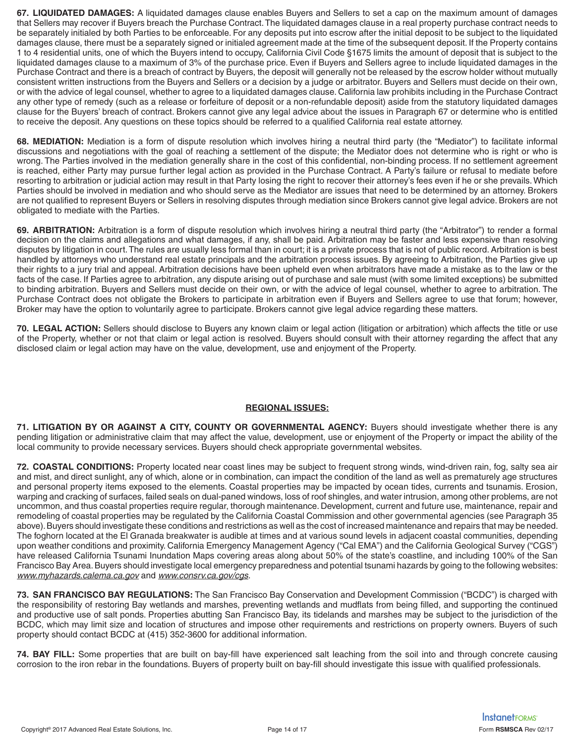**67. LIQUIDATED DAMAGES:** A liquidated damages clause enables Buyers and Sellers to set a cap on the maximum amount of damages that Sellers may recover if Buyers breach the Purchase Contract. The liquidated damages clause in a real property purchase contract needs to be separately initialed by both Parties to be enforceable. For any deposits put into escrow after the initial deposit to be subject to the liquidated damages clause, there must be a separately signed or initialed agreement made at the time of the subsequent deposit. If the Property contains 1 to 4 residential units, one of which the Buyers intend to occupy, California Civil Code §1675 limits the amount of deposit that is subject to the liquidated damages clause to a maximum of 3% of the purchase price. Even if Buyers and Sellers agree to include liquidated damages in the Purchase Contract and there is a breach of contract by Buyers, the deposit will generally not be released by the escrow holder without mutually consistent written instructions from the Buyers and Sellers or a decision by a judge or arbitrator. Buyers and Sellers must decide on their own, or with the advice of legal counsel, whether to agree to a liquidated damages clause. California law prohibits including in the Purchase Contract any other type of remedy (such as a release or forfeiture of deposit or a non-refundable deposit) aside from the statutory liquidated damages clause for the Buyers' breach of contract. Brokers cannot give any legal advice about the issues in Paragraph 67 or determine who is entitled to receive the deposit. Any questions on these topics should be referred to a qualified California real estate attorney.

**68. MEDIATION:** Mediation is a form of dispute resolution which involves hiring a neutral third party (the "Mediator") to facilitate informal discussions and negotiations with the goal of reaching a settlement of the dispute; the Mediator does not determine who is right or who is wrong. The Parties involved in the mediation generally share in the cost of this confidential, non-binding process. If no settlement agreement is reached, either Party may pursue further legal action as provided in the Purchase Contract. A Party's failure or refusal to mediate before resorting to arbitration or judicial action may result in that Party losing the right to recover their attorney's fees even if he or she prevails. Which Parties should be involved in mediation and who should serve as the Mediator are issues that need to be determined by an attorney. Brokers are not qualified to represent Buyers or Sellers in resolving disputes through mediation since Brokers cannot give legal advice. Brokers are not obligated to mediate with the Parties.

**69. ARBITRATION:** Arbitration is a form of dispute resolution which involves hiring a neutral third party (the "Arbitrator") to render a formal decision on the claims and allegations and what damages, if any, shall be paid. Arbitration may be faster and less expensive than resolving disputes by litigation in court. The rules are usually less formal than in court; it is a private process that is not of public record. Arbitration is best handled by attorneys who understand real estate principals and the arbitration process issues. By agreeing to Arbitration, the Parties give up their rights to a jury trial and appeal. Arbitration decisions have been upheld even when arbitrators have made a mistake as to the law or the facts of the case. If Parties agree to arbitration, any dispute arising out of purchase and sale must (with some limited exceptions) be submitted to binding arbitration. Buyers and Sellers must decide on their own, or with the advice of legal counsel, whether to agree to arbitration. The Purchase Contract does not obligate the Brokers to participate in arbitration even if Buyers and Sellers agree to use that forum; however, Broker may have the option to voluntarily agree to participate. Brokers cannot give legal advice regarding these matters.

**70. LEGAL ACTION:** Sellers should disclose to Buyers any known claim or legal action (litigation or arbitration) which affects the title or use of the Property, whether or not that claim or legal action is resolved. Buyers should consult with their attorney regarding the affect that any disclosed claim or legal action may have on the value, development, use and enjoyment of the Property.

## REGIONAL ISSUES:

**71. LITIGATION BY OR AGAINST A CITY, COUNTY OR GOVERNMENTAL AGENCY:** Buyers should investigate whether there is any pending litigation or administrative claim that may affect the value, development, use or enjoyment of the Property or impact the ability of the local community to provide necessary services. Buyers should check appropriate governmental websites.

**72. COASTAL CONDITIONS:** Property located near coast lines may be subject to frequent strong winds, wind-driven rain, fog, salty sea air and mist, and direct sunlight, any of which, alone or in combination, can impact the condition of the land as well as prematurely age structures and personal property items exposed to the elements. Coastal properties may be impacted by ocean tides, currents and tsunamis. Erosion, warping and cracking of surfaces, failed seals on dual-paned windows, loss of roof shingles, and water intrusion, among other problems, are not uncommon, and thus coastal properties require regular, thorough maintenance. Development, current and future use, maintenance, repair and remodeling of coastal properties may be regulated by the California Coastal Commission and other governmental agencies (see Paragraph 35 above). Buyers should investigate these conditions and restrictions as well as the cost of increased maintenance and repairs that may be needed. The foghorn located at the El Granada breakwater is audible at times and at various sound levels in adjacent coastal communities, depending upon weather conditions and proximity. California Emergency Management Agency ("Cal EMA") and the California Geological Survey ("CGS") have released California Tsunami Inundation Maps covering areas along about 50% of the state's coastline, and including 100% of the San Francisco Bay Area. Buyers should investigate local emergency preparedness and potential tsunami hazards by going to the following websites: *www.myhazards.calema.ca.gov* and *www.consrv.ca.gov/cgs*.

**73. SAN FRANCISCO BAY REGULATIONS:** The San Francisco Bay Conservation and Development Commission ("BCDC") is charged with the responsibility of restoring Bay wetlands and marshes, preventing wetlands and mudflats from being filled, and supporting the continued and productive use of salt ponds. Properties abutting San Francisco Bay, its tidelands and marshes may be subject to the jurisdiction of the BCDC, which may limit size and location of structures and impose other requirements and restrictions on property owners. Buyers of such property should contact BCDC at (415) 352-3600 for additional information.

**74. BAY FILL:** Some properties that are built on bay-fill have experienced salt leaching from the soil into and through concrete causing corrosion to the iron rebar in the foundations. Buyers of property built on bay-fill should investigate this issue with qualified professionals.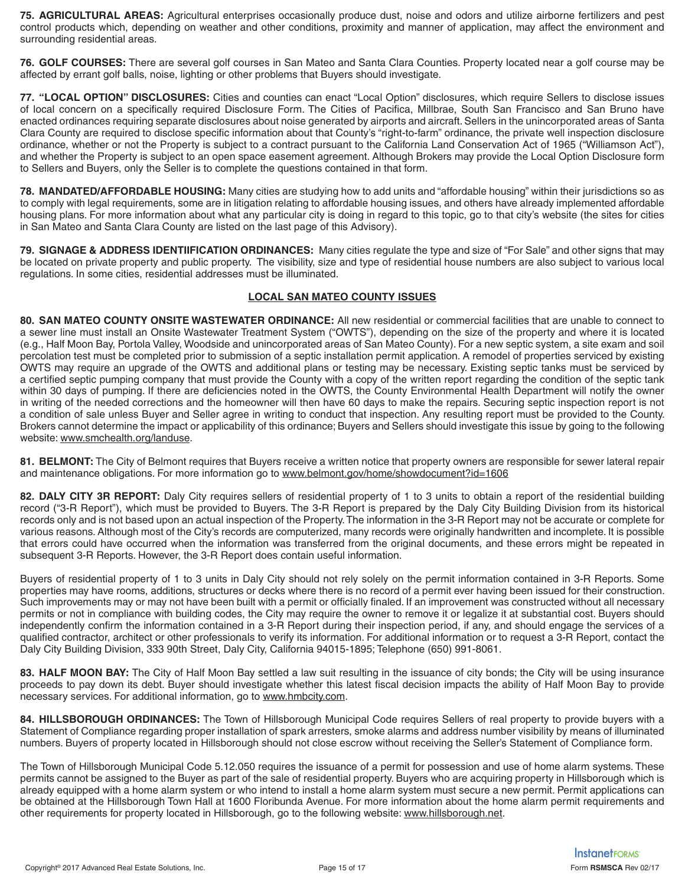**75. AGRICULTURAL AREAS:** Agricultural enterprises occasionally produce dust, noise and odors and utilize airborne fertilizers and pest control products which, depending on weather and other conditions, proximity and manner of application, may affect the environment and surrounding residential areas.

**76. GOLF COURSES:** There are several golf courses in San Mateo and Santa Clara Counties. Property located near a golf course may be affected by errant golf balls, noise, lighting or other problems that Buyers should investigate.

**77. "LOCAL OPTION" DISCLOSURES:** Cities and counties can enact "Local Option" disclosures, which require Sellers to disclose issues of local concern on a specifically required Disclosure Form. The Cities of Pacifica, Millbrae, South San Francisco and San Bruno have enacted ordinances requiring separate disclosures about noise generated by airports and aircraft. Sellers in the unincorporated areas of Santa Clara County are required to disclose specific information about that County's "right-to-farm" ordinance, the private well inspection disclosure ordinance, whether or not the Property is subject to a contract pursuant to the California Land Conservation Act of 1965 ("Williamson Act"), and whether the Property is subject to an open space easement agreement. Although Brokers may provide the Local Option Disclosure form to Sellers and Buyers, only the Seller is to complete the questions contained in that form.

**78. MANDATED/AFFORDABLE HOUSING:** Many cities are studying how to add units and "affordable housing" within their jurisdictions so as to comply with legal requirements, some are in litigation relating to affordable housing issues, and others have already implemented affordable housing plans. For more information about what any particular city is doing in regard to this topic, go to that city's website (the sites for cities in San Mateo and Santa Clara County are listed on the last page of this Advisory).

**79. SIGNAGE & ADDRESS IDENTIIFICATION ORDINANCES:** Many cities regulate the type and size of "For Sale" and other signs that may be located on private property and public property. The visibility, size and type of residential house numbers are also subject to various local regulations. In some cities, residential addresses must be illuminated.

## LOCAL SAN MATEO COUNTY ISSUES

**80. SAN MATEO COUNTY ONSITE WASTEWATER ORDINANCE:** All new residential or commercial facilities that are unable to connect to a sewer line must install an Onsite Wastewater Treatment System ("OWTS"), depending on the size of the property and where it is located (e.g., Half Moon Bay, Portola Valley, Woodside and unincorporated areas of San Mateo County). For a new septic system, a site exam and soil percolation test must be completed prior to submission of a septic installation permit application. A remodel of properties serviced by existing OWTS may require an upgrade of the OWTS and additional plans or testing may be necessary. Existing septic tanks must be serviced by a certified septic pumping company that must provide the County with a copy of the written report regarding the condition of the septic tank within 30 days of pumping. If there are deficiencies noted in the OWTS, the County Environmental Health Department will notify the owner in writing of the needed corrections and the homeowner will then have 60 days to make the repairs. Securing septic inspection report is not a condition of sale unless Buyer and Seller agree in writing to conduct that inspection. Any resulting report must be provided to the County. Brokers cannot determine the impact or applicability of this ordinance; Buyers and Sellers should investigate this issue by going to the following website: www.smchealth.org/landuse.

**81. BELMONT:** The City of Belmont requires that Buyers receive a written notice that property owners are responsible for sewer lateral repair and maintenance obligations. For more information go to www.belmont.gov/home/showdocument?id=1606

**82. DALY CITY 3R REPORT:** Daly City requires sellers of residential property of 1 to 3 units to obtain a report of the residential building record ("3-R Report"), which must be provided to Buyers. The 3-R Report is prepared by the Daly City Building Division from its historical records only and is not based upon an actual inspection of the Property. The information in the 3-R Report may not be accurate or complete for various reasons. Although most of the City's records are computerized, many records were originally handwritten and incomplete. It is possible that errors could have occurred when the information was transferred from the original documents, and these errors might be repeated in subsequent 3-R Reports. However, the 3-R Report does contain useful information.

Buyers of residential property of 1 to 3 units in Daly City should not rely solely on the permit information contained in 3-R Reports. Some properties may have rooms, additions, structures or decks where there is no record of a permit ever having been issued for their construction. Such improvements may or may not have been built with a permit or officially finaled. If an improvement was constructed without all necessary permits or not in compliance with building codes, the City may require the owner to remove it or legalize it at substantial cost. Buyers should independently confirm the information contained in a 3-R Report during their inspection period, if any, and should engage the services of a qualified contractor, architect or other professionals to verify its information. For additional information or to request a 3-R Report, contact the Daly City Building Division, 333 90th Street, Daly City, California 94015-1895; Telephone (650) 991-8061.

**83. HALF MOON BAY:** The City of Half Moon Bay settled a law suit resulting in the issuance of city bonds; the City will be using insurance proceeds to pay down its debt. Buyer should investigate whether this latest fiscal decision impacts the ability of Half Moon Bay to provide necessary services. For additional information, go to www.hmbcity.com.

**84. HILLSBOROUGH ORDINANCES:** The Town of Hillsborough Municipal Code requires Sellers of real property to provide buyers with a Statement of Compliance regarding proper installation of spark arresters, smoke alarms and address number visibility by means of illuminated numbers. Buyers of property located in Hillsborough should not close escrow without receiving the Seller's Statement of Compliance form.

The Town of Hillsborough Municipal Code 5.12.050 requires the issuance of a permit for possession and use of home alarm systems. These permits cannot be assigned to the Buyer as part of the sale of residential property. Buyers who are acquiring property in Hillsborough which is already equipped with a home alarm system or who intend to install a home alarm system must secure a new permit. Permit applications can be obtained at the Hillsborough Town Hall at 1600 Floribunda Avenue. For more information about the home alarm permit requirements and other requirements for property located in Hillsborough, go to the following website: www.hillsborough.net.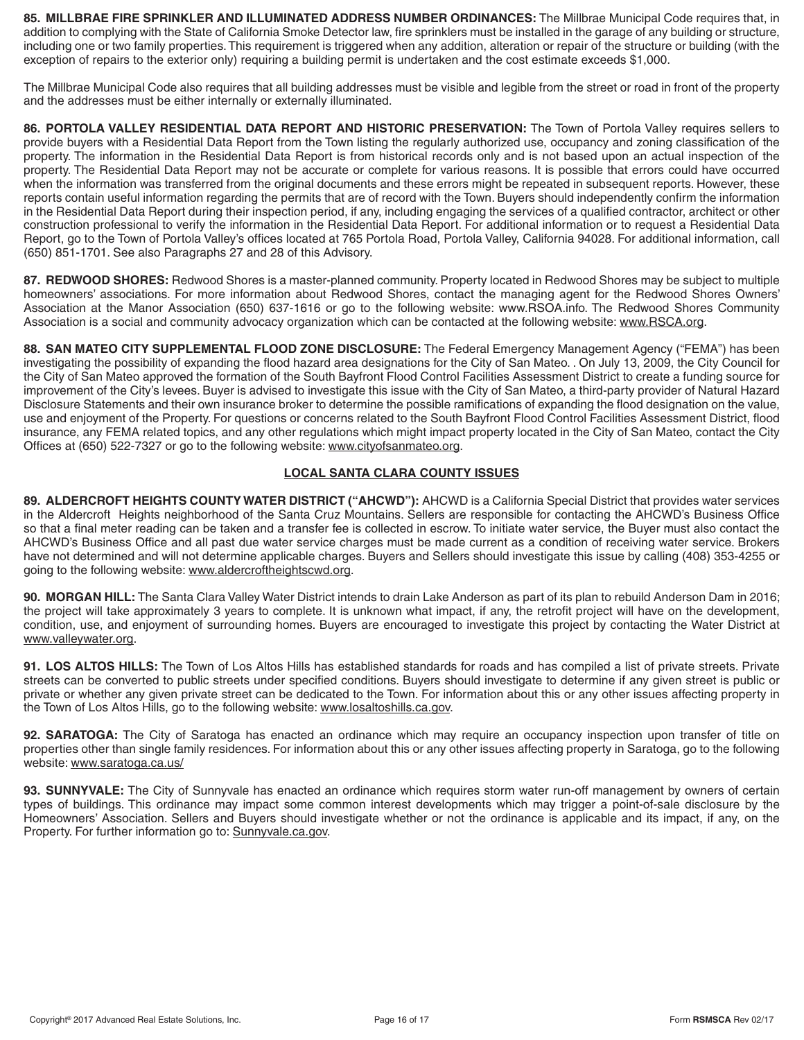**85. MILLBRAE FIRE SPRINKLER AND ILLUMINATED ADDRESS NUMBER ORDINANCES:** The Millbrae Municipal Code requires that, in addition to complying with the State of California Smoke Detector law, fire sprinklers must be installed in the garage of any building or structure, including one or two family properties. This requirement is triggered when any addition, alteration or repair of the structure or building (with the exception of repairs to the exterior only) requiring a building permit is undertaken and the cost estimate exceeds $1,000.

The Millbrae Municipal Code also requires that all building addresses must be visible and legible from the street or road in front of the property and the addresses must be either internally or externally illuminated.

**86. PORTOLA VALLEY RESIDENTIAL DATA REPORT AND HISTORIC PRESERVATION:** The Town of Portola Valley requires sellers to provide buyers with a Residential Data Report from the Town listing the regularly authorized use, occupancy and zoning classification of the property. The information in the Residential Data Report is from historical records only and is not based upon an actual inspection of the property. The Residential Data Report may not be accurate or complete for various reasons. It is possible that errors could have occurred when the information was transferred from the original documents and these errors might be repeated in subsequent reports. However, these reports contain useful information regarding the permits that are of record with the Town. Buyers should independently confirm the information in the Residential Data Report during their inspection period, if any, including engaging the services of a qualified contractor, architect or other construction professional to verify the information in the Residential Data Report. For additional information or to request a Residential Data Report, go to the Town of Portola Valley's offices located at 765 Portola Road, Portola Valley, California 94028. For additional information, call (650) 851-1701. See also Paragraphs 27 and 28 of this Advisory.

**87. REDWOOD SHORES:** Redwood Shores is a master-planned community. Property located in Redwood Shores may be subject to multiple homeowners' associations. For more information about Redwood Shores, contact the managing agent for the Redwood Shores Owners' Association at the Manor Association (650) 637-1616 or go to the following website: www.RSOA.info. The Redwood Shores Community Association is a social and community advocacy organization which can be contacted at the following website: www.RSCA.org.

**88. SAN MATEO CITY SUPPLEMENTAL FLOOD ZONE DISCLOSURE:** The Federal Emergency Management Agency ("FEMA") has been investigating the possibility of expanding the flood hazard area designations for the City of San Mateo. . On July 13, 2009, the City Council for the City of San Mateo approved the formation of the South Bayfront Flood Control Facilities Assessment District to create a funding source for improvement of the City's levees. Buyer is advised to investigate this issue with the City of San Mateo, a third-party provider of Natural Hazard Disclosure Statements and their own insurance broker to determine the possible ramifications of expanding the flood designation on the value, use and enjoyment of the Property. For questions or concerns related to the South Bayfront Flood Control Facilities Assessment District, flood insurance, any FEMA related topics, and any other regulations which might impact property located in the City of San Mateo, contact the City Offices at (650) 522-7327 or go to the following website: www.cityofsanmateo.org.

## LOCAL SANTA CLARA COUNTY ISSUES

**89. ALDERCROFT HEIGHTS COUNTY WATER DISTRICT ("AHCWD"):** AHCWD is a California Special District that provides water services in the Aldercroft Heights neighborhood of the Santa Cruz Mountains. Sellers are responsible for contacting the AHCWD's Business Office so that a final meter reading can be taken and a transfer fee is collected in escrow. To initiate water service, the Buyer must also contact the AHCWD's Business Office and all past due water service charges must be made current as a condition of receiving water service. Brokers have not determined and will not determine applicable charges. Buyers and Sellers should investigate this issue by calling (408) 353-4255 or going to the following website: www.aldercroftheightscwd.org.

**90. MORGAN HILL:** The Santa Clara Valley Water District intends to drain Lake Anderson as part of its plan to rebuild Anderson Dam in 2016; the project will take approximately 3 years to complete. It is unknown what impact, if any, the retrofit project will have on the development, condition, use, and enjoyment of surrounding homes. Buyers are encouraged to investigate this project by contacting the Water District at www.valleywater.org.

**91. LOS ALTOS HILLS:** The Town of Los Altos Hills has established standards for roads and has compiled a list of private streets. Private streets can be converted to public streets under specified conditions. Buyers should investigate to determine if any given street is public or private or whether any given private street can be dedicated to the Town. For information about this or any other issues affecting property in the Town of Los Altos Hills, go to the following website: www.losaltoshills.ca.gov.

**92. SARATOGA:** The City of Saratoga has enacted an ordinance which may require an occupancy inspection upon transfer of title on properties other than single family residences. For information about this or any other issues affecting property in Saratoga, go to the following website: www.saratoga.ca.us/

**93. SUNNYVALE:** The City of Sunnyvale has enacted an ordinance which requires storm water run-off management by owners of certain types of buildings. This ordinance may impact some common interest developments which may trigger a point-of-sale disclosure by the Homeowners' Association. Sellers and Buyers should investigate whether or not the ordinance is applicable and its impact, if any, on the Property. For further information go to: Sunnyvale.ca.gov.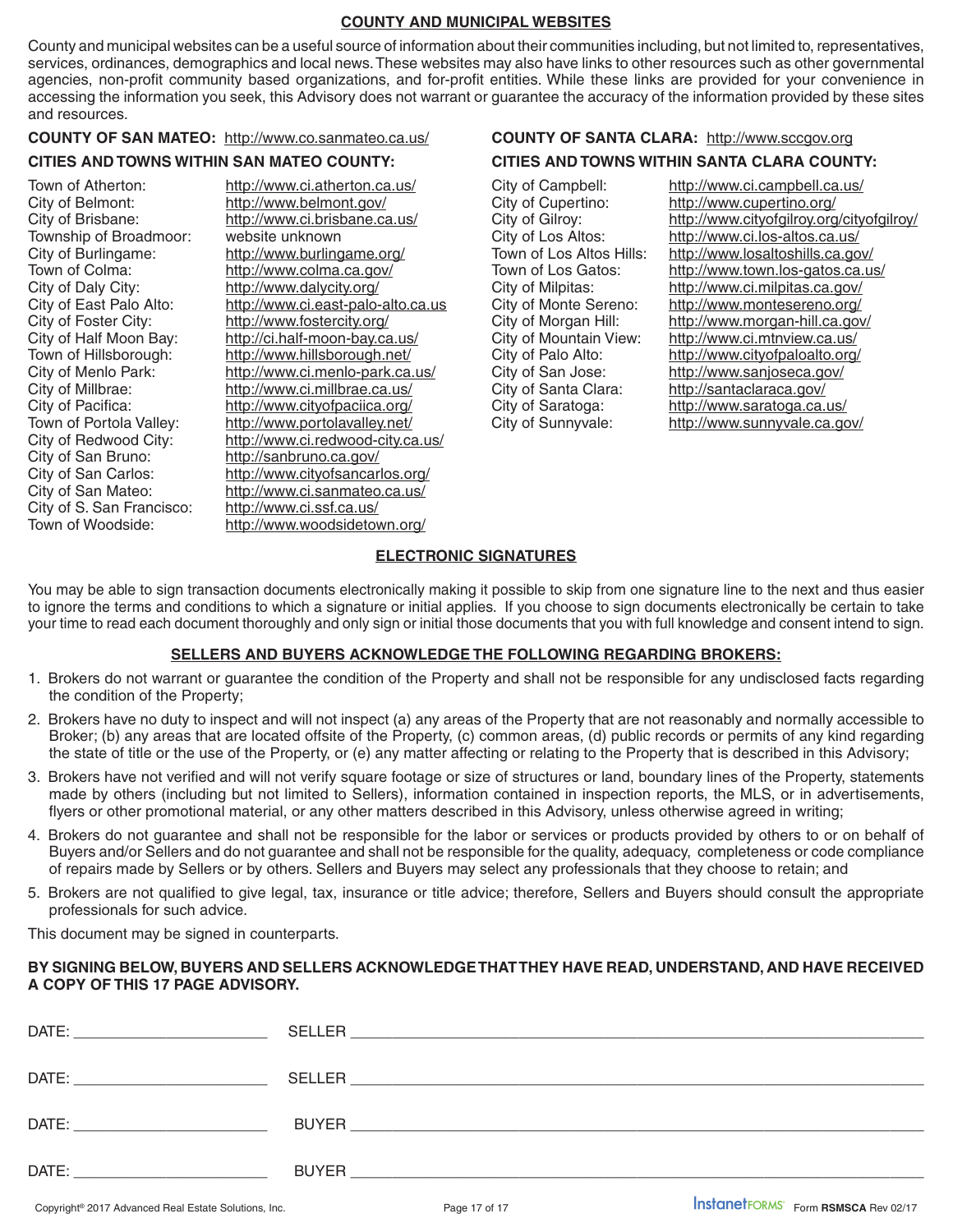## COUNTY AND MUNICIPAL WEBSITES

County and municipal websites can be a useful source of information about their communities including, but not limited to, representatives, services, ordinances, demographics and local news. These websites may also have links to other resources such as other governmental agencies, non-profit community based organizations, and for-profit entities. While these links are provided for your convenience in accessing the information you seek, this Advisory does not warrant or guarantee the accuracy of the information provided by these sites and resources.

**COUNTY OF SAN MATEO:** http://www.co.sanmateo.ca.us/

**CITIES AND TOWNS WITHIN SAN MATEO COUNTY:**

| | |
|---|---|
| Town of Atherton: | http://www.ci.atherton.ca.us/ |
| City of Belmont: | http://www.belmont.gov/ |
| City of Brisbane: | http://www.ci.brisbane.ca.us/ |
| Township of Broadmoor: | website unknown |
| City of Burlingame: | http://www.burlingame.org/ |
| Town of Colma: | http://www.colma.ca.gov/ |
| City of Daly City: | http://www.dalycity.org/ |
| City of East Palo Alto: | http://www.ci.east-palo-alto.ca.us |
| City of Foster City: | http://www.fostercity.org/ |
| City of Half Moon Bay: | http://ci.half-moon-bay.ca.us/ |
| Town of Hillsborough: | http://www.hillsborough.net/ |
| City of Menlo Park: | http://www.ci.menlo-park.ca.us/ |
| City of Millbrae: | http://www.ci.millbrae.ca.us/ |
| City of Pacifica: | http://www.cityofpaciica.org/ |
| Town of Portola Valley: | http://www.portolavalley.net/ |
| City of Redwood City: | http://www.ci.redwood-city.ca.us/ |
| City of San Bruno: | http://sanbruno.ca.gov/ |
| City of San Carlos: | http://www.cityofsancarlos.org/ |
| City of San Mateo: | http://www.ci.sanmateo.ca.us/ |
| City of S. San Francisco: | http://www.ci.ssf.ca.us/ |
| Town of Woodside: | http://www.woodsidetown.org/ |

**COUNTY OF SANTA CLARA:** http://www.sccgov.org

**CITIES AND TOWNS WITHIN SANTA CLARA COUNTY:**

| | |
|---|---|
| City of Campbell: | http://www.ci.campbell.ca.us/ |
| City of Cupertino: | http://www.cupertino.org/ |
| City of Gilroy: | http://www.cityofgilroy.org/cityofgilroy/ |
| City of Los Altos: | http://www.ci.los-altos.ca.us/ |
| Town of Los Altos Hills: | http://www.losaltoshills.ca.gov/ |
| Town of Los Gatos: | http://www.town.los-gatos.ca.us/ |
| City of Milpitas: | http://www.ci.milpitas.ca.gov/ |
| City of Monte Sereno: | http://www.montesereno.org/ |
| City of Morgan Hill: | http://www.morgan-hill.ca.gov/ |
| City of Mountain View: | http://www.ci.mtnview.ca.us/ |
| City of Palo Alto: | http://www.cityofpaloalto.org/ |
| City of San Jose: | http://www.sanjoseca.gov/ |
| City of Santa Clara: | http://santaclaraca.gov/ |
| City of Saratoga: | http://www.saratoga.ca.us/ |
| City of Sunnyvale: | http://www.sunnyvale.ca.gov/ |

## ELECTRONIC SIGNATURES

You may be able to sign transaction documents electronically making it possible to skip from one signature line to the next and thus easier to ignore the terms and conditions to which a signature or initial applies. If you choose to sign documents electronically be certain to take your time to read each document thoroughly and only sign or initial those documents that you with full knowledge and consent intend to sign.

## SELLERS AND BUYERS ACKNOWLEDGE THE FOLLOWING REGARDING BROKERS:

1. Brokers do not warrant or guarantee the condition of the Property and shall not be responsible for any undisclosed facts regarding the condition of the Property;
2. Brokers have no duty to inspect and will not inspect (a) any areas of the Property that are not reasonably and normally accessible to Broker; (b) any areas that are located offsite of the Property, (c) common areas, (d) public records or permits of any kind regarding the state of title or the use of the Property, or (e) any matter affecting or relating to the Property that is described in this Advisory;
3. Brokers have not verified and will not verify square footage or size of structures or land, boundary lines of the Property, statements made by others (including but not limited to Sellers), information contained in inspection reports, the MLS, or in advertisements, flyers or other promotional material, or any other matters described in this Advisory, unless otherwise agreed in writing;
4. Brokers do not guarantee and shall not be responsible for the labor or services or products provided by others to or on behalf of Buyers and/or Sellers and do not guarantee and shall not be responsible for the quality, adequacy, completeness or code compliance of repairs made by Sellers or by others. Sellers and Buyers may select any professionals that they choose to retain; and
5. Brokers are not qualified to give legal, tax, insurance or title advice; therefore, Sellers and Buyers should consult the appropriate professionals for such advice.

This document may be signed in counterparts.

**BY SIGNING BELOW, BUYERS AND SELLERS ACKNOWLEDGE THAT THEY HAVE READ, UNDERSTAND, AND HAVE RECEIVED A COPY OF THIS 17 PAGE ADVISORY.**

DATE: ______________________ SELLER ______________________________________________

DATE: ______________________ SELLER ______________________________________________

DATE: ______________________ BUYER ______________________________________________

DATE: ______________________ BUYER ______________________________________________

Copyright® 2017 Advanced Real Estate Solutions, Inc. InstanetFORMS® Form **RSMSCA** Rev 02/17